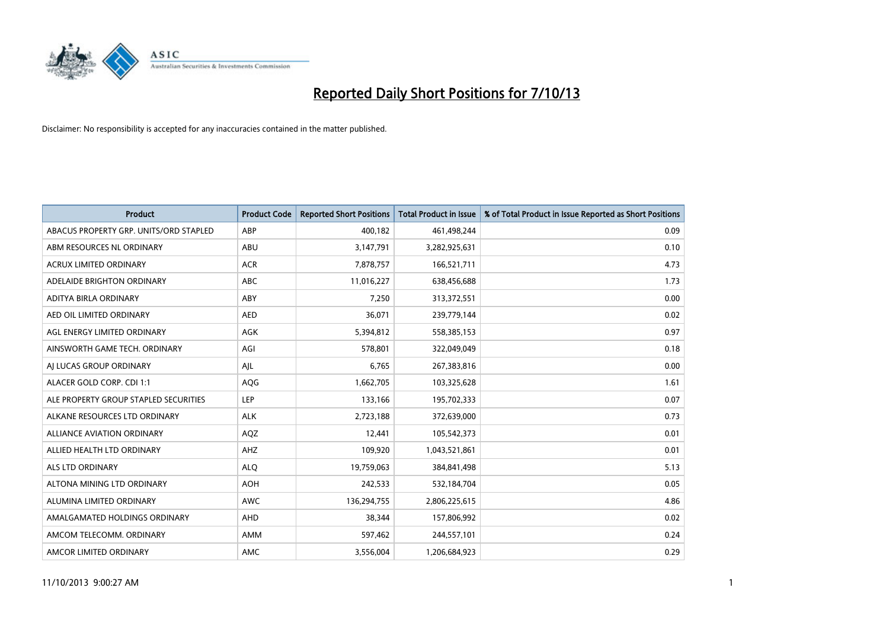# Reported Daily Short Positions for 7/10/13

Disclaimer: No responsibility is accepted for any inaccuracies contained in the matter published.

| Product | Product Code | Reported Short Positions | Total Product in Issue | % of Total Product in Issue Reported as Short Positions |
|---|---|---|---|---|
| ABACUS PROPERTY GRP. UNITS/ORD STAPLED | ABP | 400,182 | 461,498,244 | 0.09 |
| ABM RESOURCES NL ORDINARY | ABU | 3,147,791 | 3,282,925,631 | 0.10 |
| ACRUX LIMITED ORDINARY | ACR | 7,878,757 | 166,521,711 | 4.73 |
| ADELAIDE BRIGHTON ORDINARY | ABC | 11,016,227 | 638,456,688 | 1.73 |
| ADITYA BIRLA ORDINARY | ABY | 7,250 | 313,372,551 | 0.00 |
| AED OIL LIMITED ORDINARY | AED | 36,071 | 239,779,144 | 0.02 |
| AGL ENERGY LIMITED ORDINARY | AGK | 5,394,812 | 558,385,153 | 0.97 |
| AINSWORTH GAME TECH. ORDINARY | AGI | 578,801 | 322,049,049 | 0.18 |
| AJ LUCAS GROUP ORDINARY | AJL | 6,765 | 267,383,816 | 0.00 |
| ALACER GOLD CORP. CDI 1:1 | AQG | 1,662,705 | 103,325,628 | 1.61 |
| ALE PROPERTY GROUP STAPLED SECURITIES | LEP | 133,166 | 195,702,333 | 0.07 |
| ALKANE RESOURCES LTD ORDINARY | ALK | 2,723,188 | 372,639,000 | 0.73 |
| ALLIANCE AVIATION ORDINARY | AQZ | 12,441 | 105,542,373 | 0.01 |
| ALLIED HEALTH LTD ORDINARY | AHZ | 109,920 | 1,043,521,861 | 0.01 |
| ALS LTD ORDINARY | ALQ | 19,759,063 | 384,841,498 | 5.13 |
| ALTONA MINING LTD ORDINARY | AOH | 242,533 | 532,184,704 | 0.05 |
| ALUMINA LIMITED ORDINARY | AWC | 136,294,755 | 2,806,225,615 | 4.86 |
| AMALGAMATED HOLDINGS ORDINARY | AHD | 38,344 | 157,806,992 | 0.02 |
| AMCOM TELECOMM. ORDINARY | AMM | 597,462 | 244,557,101 | 0.24 |
| AMCOR LIMITED ORDINARY | AMC | 3,556,004 | 1,206,684,923 | 0.29 |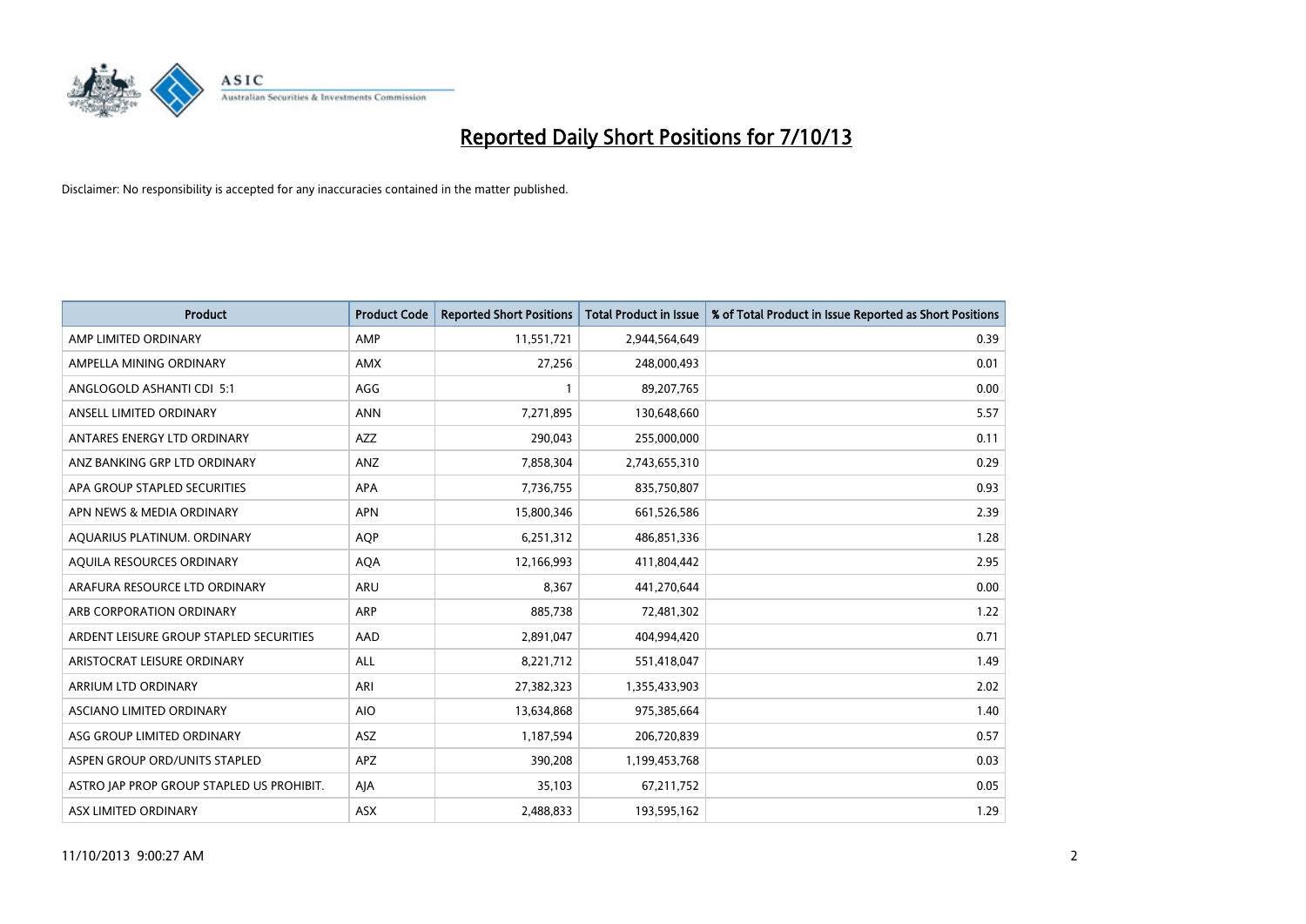# Reported Daily Short Positions for 7/10/13

Disclaimer: No responsibility is accepted for any inaccuracies contained in the matter published.

| Product | Product Code | Reported Short Positions | Total Product in Issue | % of Total Product in Issue Reported as Short Positions |
|---|---|---|---|---|
| AMP LIMITED ORDINARY | AMP | 11,551,721 | 2,944,564,649 | 0.39 |
| AMPELLA MINING ORDINARY | AMX | 27,256 | 248,000,493 | 0.01 |
| ANGLOGOLD ASHANTI CDI 5:1 | AGG | 1 | 89,207,765 | 0.00 |
| ANSELL LIMITED ORDINARY | ANN | 7,271,895 | 130,648,660 | 5.57 |
| ANTARES ENERGY LTD ORDINARY | AZZ | 290,043 | 255,000,000 | 0.11 |
| ANZ BANKING GRP LTD ORDINARY | ANZ | 7,858,304 | 2,743,655,310 | 0.29 |
| APA GROUP STAPLED SECURITIES | APA | 7,736,755 | 835,750,807 | 0.93 |
| APN NEWS & MEDIA ORDINARY | APN | 15,800,346 | 661,526,586 | 2.39 |
| AQUARIUS PLATINUM. ORDINARY | AQP | 6,251,312 | 486,851,336 | 1.28 |
| AQUILA RESOURCES ORDINARY | AQA | 12,166,993 | 411,804,442 | 2.95 |
| ARAFURA RESOURCE LTD ORDINARY | ARU | 8,367 | 441,270,644 | 0.00 |
| ARB CORPORATION ORDINARY | ARP | 885,738 | 72,481,302 | 1.22 |
| ARDENT LEISURE GROUP STAPLED SECURITIES | AAD | 2,891,047 | 404,994,420 | 0.71 |
| ARISTOCRAT LEISURE ORDINARY | ALL | 8,221,712 | 551,418,047 | 1.49 |
| ARRIUM LTD ORDINARY | ARI | 27,382,323 | 1,355,433,903 | 2.02 |
| ASCIANO LIMITED ORDINARY | AIO | 13,634,868 | 975,385,664 | 1.40 |
| ASG GROUP LIMITED ORDINARY | ASZ | 1,187,594 | 206,720,839 | 0.57 |
| ASPEN GROUP ORD/UNITS STAPLED | APZ | 390,208 | 1,199,453,768 | 0.03 |
| ASTRO JAP PROP GROUP STAPLED US PROHIBIT. | AJA | 35,103 | 67,211,752 | 0.05 |
| ASX LIMITED ORDINARY | ASX | 2,488,833 | 193,595,162 | 1.29 |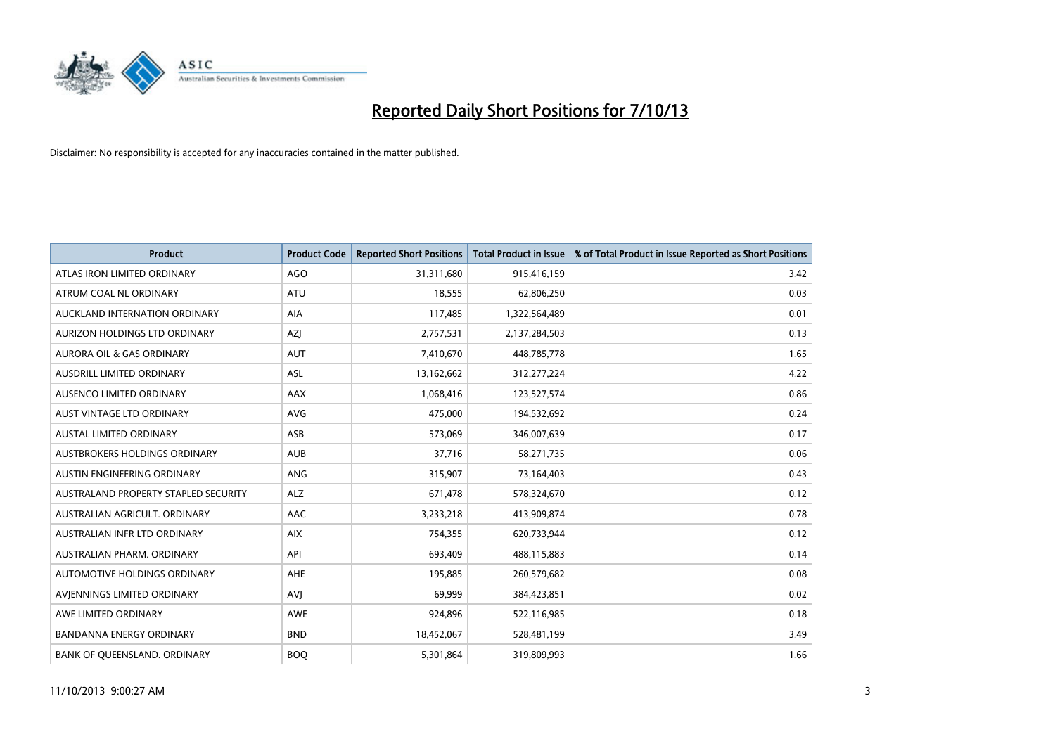# Reported Daily Short Positions for 7/10/13

Disclaimer: No responsibility is accepted for any inaccuracies contained in the matter published.

| Product | Product Code | Reported Short Positions | Total Product in Issue | % of Total Product in Issue Reported as Short Positions |
|---|---|---|---|---|
| ATLAS IRON LIMITED ORDINARY | AGO | 31,311,680 | 915,416,159 | 3.42 |
| ATRUM COAL NL ORDINARY | ATU | 18,555 | 62,806,250 | 0.03 |
| AUCKLAND INTERNATION ORDINARY | AIA | 117,485 | 1,322,564,489 | 0.01 |
| AURIZON HOLDINGS LTD ORDINARY | AZJ | 2,757,531 | 2,137,284,503 | 0.13 |
| AURORA OIL & GAS ORDINARY | AUT | 7,410,670 | 448,785,778 | 1.65 |
| AUSDRILL LIMITED ORDINARY | ASL | 13,162,662 | 312,277,224 | 4.22 |
| AUSENCO LIMITED ORDINARY | AAX | 1,068,416 | 123,527,574 | 0.86 |
| AUST VINTAGE LTD ORDINARY | AVG | 475,000 | 194,532,692 | 0.24 |
| AUSTAL LIMITED ORDINARY | ASB | 573,069 | 346,007,639 | 0.17 |
| AUSTBROKERS HOLDINGS ORDINARY | AUB | 37,716 | 58,271,735 | 0.06 |
| AUSTIN ENGINEERING ORDINARY | ANG | 315,907 | 73,164,403 | 0.43 |
| AUSTRALAND PROPERTY STAPLED SECURITY | ALZ | 671,478 | 578,324,670 | 0.12 |
| AUSTRALIAN AGRICULT. ORDINARY | AAC | 3,233,218 | 413,909,874 | 0.78 |
| AUSTRALIAN INFR LTD ORDINARY | AIX | 754,355 | 620,733,944 | 0.12 |
| AUSTRALIAN PHARM. ORDINARY | API | 693,409 | 488,115,883 | 0.14 |
| AUTOMOTIVE HOLDINGS ORDINARY | AHE | 195,885 | 260,579,682 | 0.08 |
| AVJENNINGS LIMITED ORDINARY | AVJ | 69,999 | 384,423,851 | 0.02 |
| AWE LIMITED ORDINARY | AWE | 924,896 | 522,116,985 | 0.18 |
| BANDANNA ENERGY ORDINARY | BND | 18,452,067 | 528,481,199 | 3.49 |
| BANK OF QUEENSLAND. ORDINARY | BOQ | 5,301,864 | 319,809,993 | 1.66 |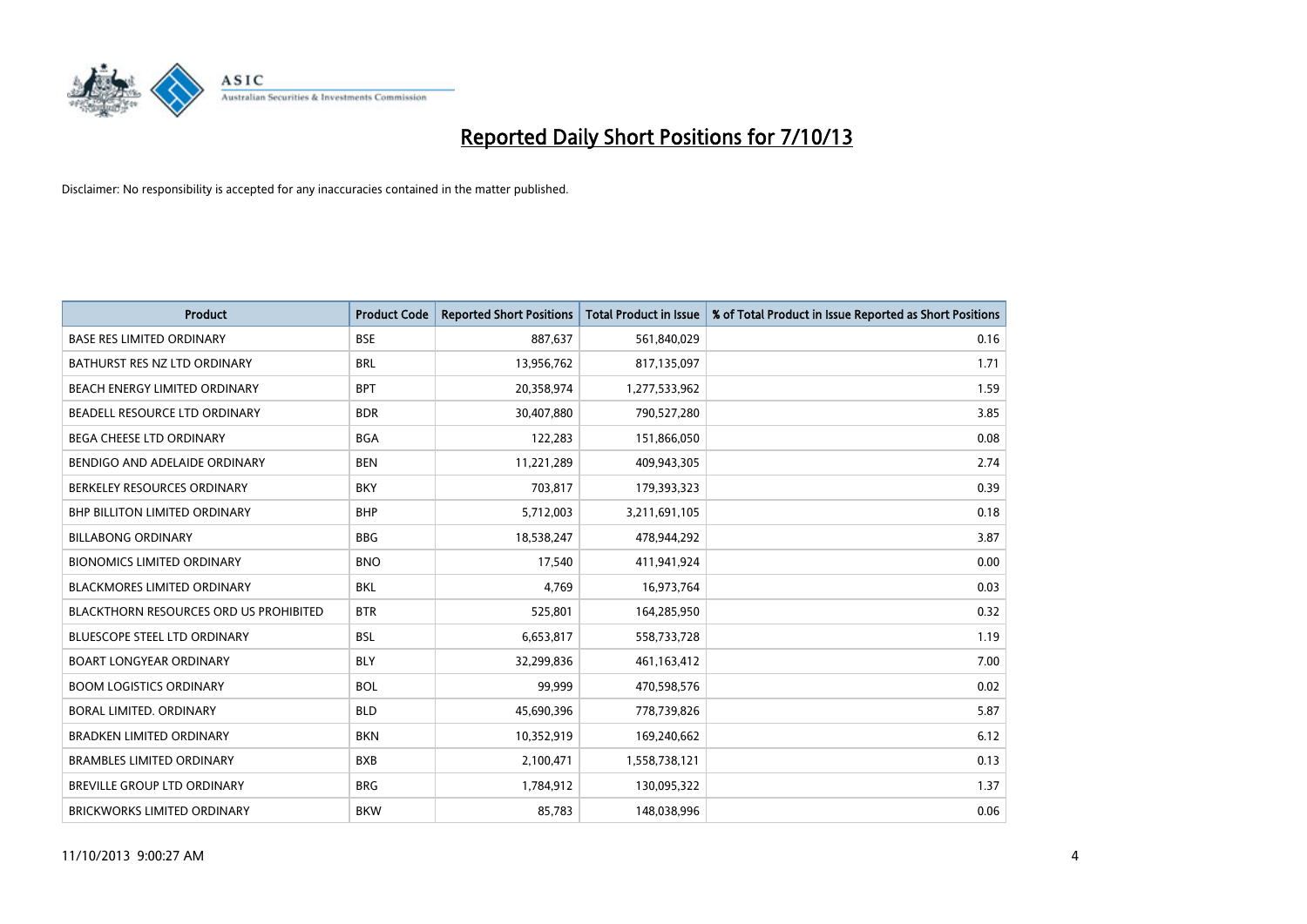# Reported Daily Short Positions for 7/10/13

Disclaimer: No responsibility is accepted for any inaccuracies contained in the matter published.

| Product | Product Code | Reported Short Positions | Total Product in Issue | % of Total Product in Issue Reported as Short Positions |
|---|---|---|---|---|
| BASE RES LIMITED ORDINARY | BSE | 887,637 | 561,840,029 | 0.16 |
| BATHURST RES NZ LTD ORDINARY | BRL | 13,956,762 | 817,135,097 | 1.71 |
| BEACH ENERGY LIMITED ORDINARY | BPT | 20,358,974 | 1,277,533,962 | 1.59 |
| BEADELL RESOURCE LTD ORDINARY | BDR | 30,407,880 | 790,527,280 | 3.85 |
| BEGA CHEESE LTD ORDINARY | BGA | 122,283 | 151,866,050 | 0.08 |
| BENDIGO AND ADELAIDE ORDINARY | BEN | 11,221,289 | 409,943,305 | 2.74 |
| BERKELEY RESOURCES ORDINARY | BKY | 703,817 | 179,393,323 | 0.39 |
| BHP BILLITON LIMITED ORDINARY | BHP | 5,712,003 | 3,211,691,105 | 0.18 |
| BILLABONG ORDINARY | BBG | 18,538,247 | 478,944,292 | 3.87 |
| BIONOMICS LIMITED ORDINARY | BNO | 17,540 | 411,941,924 | 0.00 |
| BLACKMORES LIMITED ORDINARY | BKL | 4,769 | 16,973,764 | 0.03 |
| BLACKTHORN RESOURCES ORD US PROHIBITED | BTR | 525,801 | 164,285,950 | 0.32 |
| BLUESCOPE STEEL LTD ORDINARY | BSL | 6,653,817 | 558,733,728 | 1.19 |
| BOART LONGYEAR ORDINARY | BLY | 32,299,836 | 461,163,412 | 7.00 |
| BOOM LOGISTICS ORDINARY | BOL | 99,999 | 470,598,576 | 0.02 |
| BORAL LIMITED. ORDINARY | BLD | 45,690,396 | 778,739,826 | 5.87 |
| BRADKEN LIMITED ORDINARY | BKN | 10,352,919 | 169,240,662 | 6.12 |
| BRAMBLES LIMITED ORDINARY | BXB | 2,100,471 | 1,558,738,121 | 0.13 |
| BREVILLE GROUP LTD ORDINARY | BRG | 1,784,912 | 130,095,322 | 1.37 |
| BRICKWORKS LIMITED ORDINARY | BKW | 85,783 | 148,038,996 | 0.06 |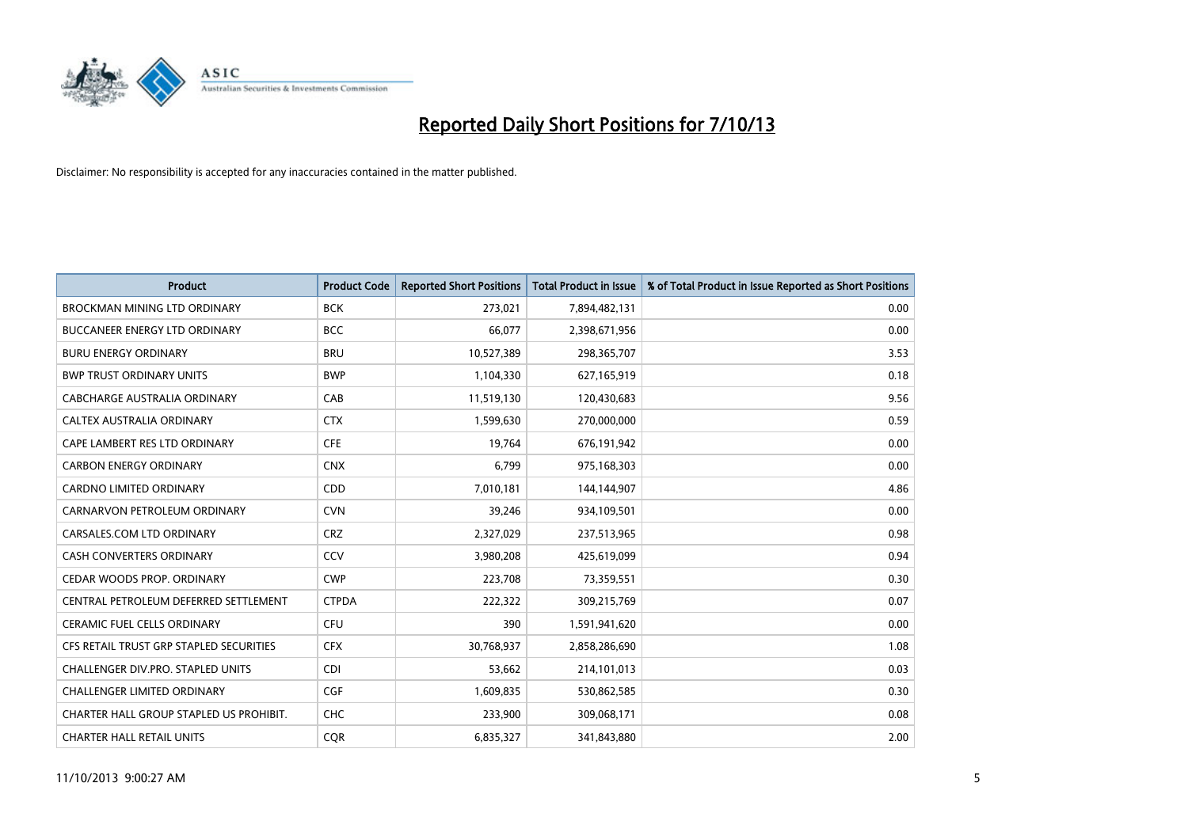# Reported Daily Short Positions for 7/10/13

Disclaimer: No responsibility is accepted for any inaccuracies contained in the matter published.

| Product | Product Code | Reported Short Positions | Total Product in Issue | % of Total Product in Issue Reported as Short Positions |
|---|---|---|---|---|
| BROCKMAN MINING LTD ORDINARY | BCK | 273,021 | 7,894,482,131 | 0.00 |
| BUCCANEER ENERGY LTD ORDINARY | BCC | 66,077 | 2,398,671,956 | 0.00 |
| BURU ENERGY ORDINARY | BRU | 10,527,389 | 298,365,707 | 3.53 |
| BWP TRUST ORDINARY UNITS | BWP | 1,104,330 | 627,165,919 | 0.18 |
| CABCHARGE AUSTRALIA ORDINARY | CAB | 11,519,130 | 120,430,683 | 9.56 |
| CALTEX AUSTRALIA ORDINARY | CTX | 1,599,630 | 270,000,000 | 0.59 |
| CAPE LAMBERT RES LTD ORDINARY | CFE | 19,764 | 676,191,942 | 0.00 |
| CARBON ENERGY ORDINARY | CNX | 6,799 | 975,168,303 | 0.00 |
| CARDNO LIMITED ORDINARY | CDD | 7,010,181 | 144,144,907 | 4.86 |
| CARNARVON PETROLEUM ORDINARY | CVN | 39,246 | 934,109,501 | 0.00 |
| CARSALES.COM LTD ORDINARY | CRZ | 2,327,029 | 237,513,965 | 0.98 |
| CASH CONVERTERS ORDINARY | CCV | 3,980,208 | 425,619,099 | 0.94 |
| CEDAR WOODS PROP. ORDINARY | CWP | 223,708 | 73,359,551 | 0.30 |
| CENTRAL PETROLEUM DEFERRED SETTLEMENT | CTPDA | 222,322 | 309,215,769 | 0.07 |
| CERAMIC FUEL CELLS ORDINARY | CFU | 390 | 1,591,941,620 | 0.00 |
| CFS RETAIL TRUST GRP STAPLED SECURITIES | CFX | 30,768,937 | 2,858,286,690 | 1.08 |
| CHALLENGER DIV.PRO. STAPLED UNITS | CDI | 53,662 | 214,101,013 | 0.03 |
| CHALLENGER LIMITED ORDINARY | CGF | 1,609,835 | 530,862,585 | 0.30 |
| CHARTER HALL GROUP STAPLED US PROHIBIT. | CHC | 233,900 | 309,068,171 | 0.08 |
| CHARTER HALL RETAIL UNITS | CQR | 6,835,327 | 341,843,880 | 2.00 |

11/10/2013 9:00:27 AM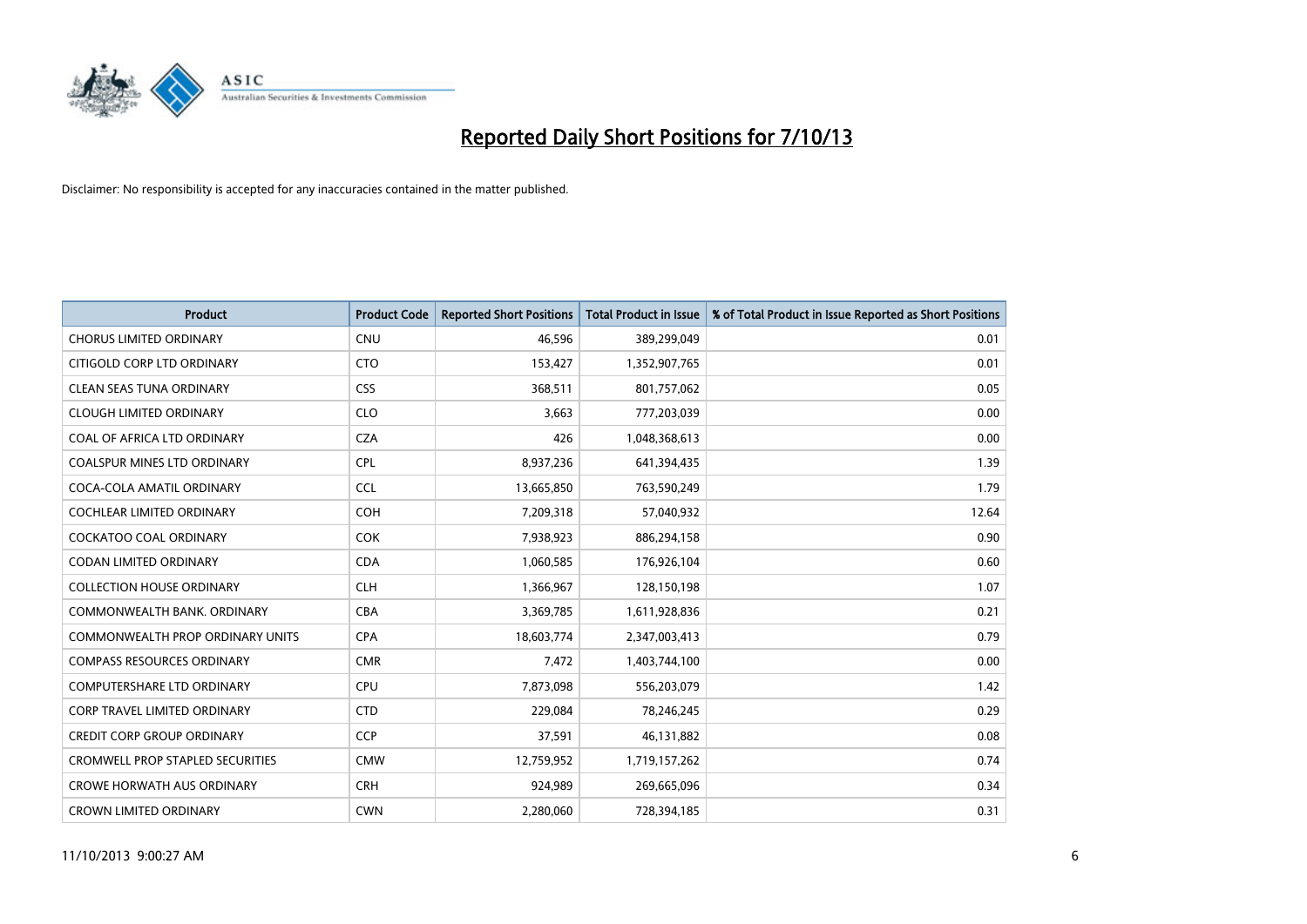# Reported Daily Short Positions for 7/10/13

Disclaimer: No responsibility is accepted for any inaccuracies contained in the matter published.

| Product | Product Code | Reported Short Positions | Total Product in Issue | % of Total Product in Issue Reported as Short Positions |
|---|---|---|---|---|
| CHORUS LIMITED ORDINARY | CNU | 46,596 | 389,299,049 | 0.01 |
| CITIGOLD CORP LTD ORDINARY | CTO | 153,427 | 1,352,907,765 | 0.01 |
| CLEAN SEAS TUNA ORDINARY | CSS | 368,511 | 801,757,062 | 0.05 |
| CLOUGH LIMITED ORDINARY | CLO | 3,663 | 777,203,039 | 0.00 |
| COAL OF AFRICA LTD ORDINARY | CZA | 426 | 1,048,368,613 | 0.00 |
| COALSPUR MINES LTD ORDINARY | CPL | 8,937,236 | 641,394,435 | 1.39 |
| COCA-COLA AMATIL ORDINARY | CCL | 13,665,850 | 763,590,249 | 1.79 |
| COCHLEAR LIMITED ORDINARY | COH | 7,209,318 | 57,040,932 | 12.64 |
| COCKATOO COAL ORDINARY | COK | 7,938,923 | 886,294,158 | 0.90 |
| CODAN LIMITED ORDINARY | CDA | 1,060,585 | 176,926,104 | 0.60 |
| COLLECTION HOUSE ORDINARY | CLH | 1,366,967 | 128,150,198 | 1.07 |
| COMMONWEALTH BANK. ORDINARY | CBA | 3,369,785 | 1,611,928,836 | 0.21 |
| COMMONWEALTH PROP ORDINARY UNITS | CPA | 18,603,774 | 2,347,003,413 | 0.79 |
| COMPASS RESOURCES ORDINARY | CMR | 7,472 | 1,403,744,100 | 0.00 |
| COMPUTERSHARE LTD ORDINARY | CPU | 7,873,098 | 556,203,079 | 1.42 |
| CORP TRAVEL LIMITED ORDINARY | CTD | 229,084 | 78,246,245 | 0.29 |
| CREDIT CORP GROUP ORDINARY | CCP | 37,591 | 46,131,882 | 0.08 |
| CROMWELL PROP STAPLED SECURITIES | CMW | 12,759,952 | 1,719,157,262 | 0.74 |
| CROWE HORWATH AUS ORDINARY | CRH | 924,989 | 269,665,096 | 0.34 |
| CROWN LIMITED ORDINARY | CWN | 2,280,060 | 728,394,185 | 0.31 |

11/10/2013 9:00:27 AM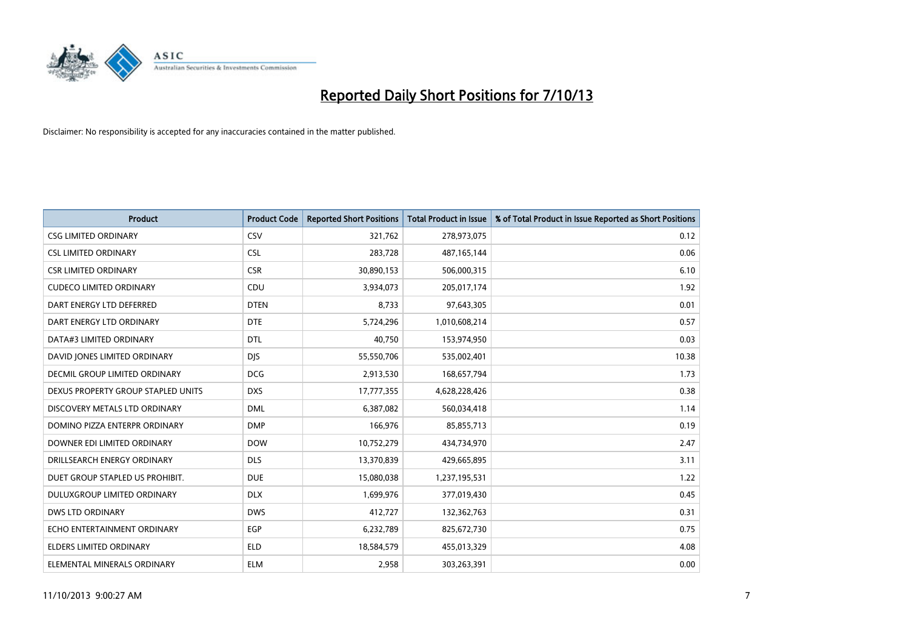# Reported Daily Short Positions for 7/10/13

Disclaimer: No responsibility is accepted for any inaccuracies contained in the matter published.

| Product | Product Code | Reported Short Positions | Total Product in Issue | % of Total Product in Issue Reported as Short Positions |
|---|---|---|---|---|
| CSG LIMITED ORDINARY | CSV | 321,762 | 278,973,075 | 0.12 |
| CSL LIMITED ORDINARY | CSL | 283,728 | 487,165,144 | 0.06 |
| CSR LIMITED ORDINARY | CSR | 30,890,153 | 506,000,315 | 6.10 |
| CUDECO LIMITED ORDINARY | CDU | 3,934,073 | 205,017,174 | 1.92 |
| DART ENERGY LTD DEFERRED | DTEN | 8,733 | 97,643,305 | 0.01 |
| DART ENERGY LTD ORDINARY | DTE | 5,724,296 | 1,010,608,214 | 0.57 |
| DATA#3 LIMITED ORDINARY | DTL | 40,750 | 153,974,950 | 0.03 |
| DAVID JONES LIMITED ORDINARY | DJS | 55,550,706 | 535,002,401 | 10.38 |
| DECMIL GROUP LIMITED ORDINARY | DCG | 2,913,530 | 168,657,794 | 1.73 |
| DEXUS PROPERTY GROUP STAPLED UNITS | DXS | 17,777,355 | 4,628,228,426 | 0.38 |
| DISCOVERY METALS LTD ORDINARY | DML | 6,387,082 | 560,034,418 | 1.14 |
| DOMINO PIZZA ENTERPR ORDINARY | DMP | 166,976 | 85,855,713 | 0.19 |
| DOWNER EDI LIMITED ORDINARY | DOW | 10,752,279 | 434,734,970 | 2.47 |
| DRILLSEARCH ENERGY ORDINARY | DLS | 13,370,839 | 429,665,895 | 3.11 |
| DUET GROUP STAPLED US PROHIBIT. | DUE | 15,080,038 | 1,237,195,531 | 1.22 |
| DULUXGROUP LIMITED ORDINARY | DLX | 1,699,976 | 377,019,430 | 0.45 |
| DWS LTD ORDINARY | DWS | 412,727 | 132,362,763 | 0.31 |
| ECHO ENTERTAINMENT ORDINARY | EGP | 6,232,789 | 825,672,730 | 0.75 |
| ELDERS LIMITED ORDINARY | ELD | 18,584,579 | 455,013,329 | 4.08 |
| ELEMENTAL MINERALS ORDINARY | ELM | 2,958 | 303,263,391 | 0.00 |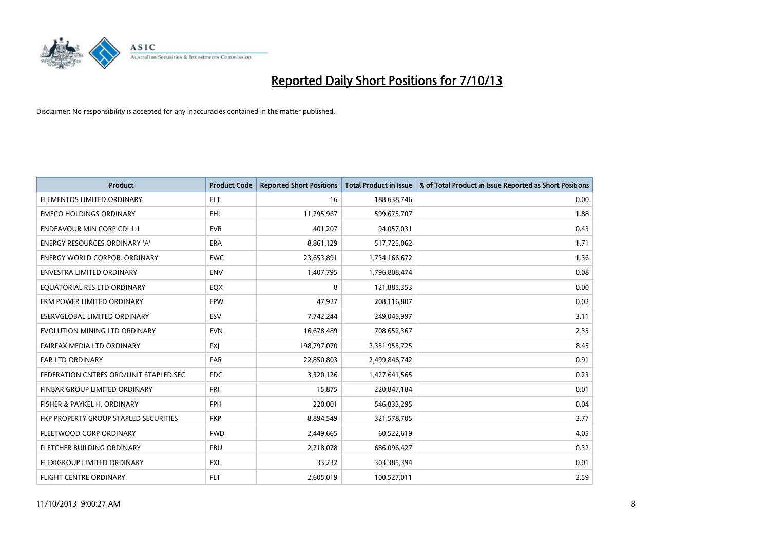# Reported Daily Short Positions for 7/10/13

Disclaimer: No responsibility is accepted for any inaccuracies contained in the matter published.

| Product | Product Code | Reported Short Positions | Total Product in Issue | % of Total Product in Issue Reported as Short Positions |
| --- | --- | --- | --- | --- |
| ELEMENTOS LIMITED ORDINARY | ELT | 16 | 188,638,746 | 0.00 |
| EMECO HOLDINGS ORDINARY | EHL | 11,295,967 | 599,675,707 | 1.88 |
| ENDEAVOUR MIN CORP CDI 1:1 | EVR | 401,207 | 94,057,031 | 0.43 |
| ENERGY RESOURCES ORDINARY 'A' | ERA | 8,861,129 | 517,725,062 | 1.71 |
| ENERGY WORLD CORPOR. ORDINARY | EWC | 23,653,891 | 1,734,166,672 | 1.36 |
| ENVESTRA LIMITED ORDINARY | ENV | 1,407,795 | 1,796,808,474 | 0.08 |
| EQUATORIAL RES LTD ORDINARY | EQX | 8 | 121,885,353 | 0.00 |
| ERM POWER LIMITED ORDINARY | EPW | 47,927 | 208,116,807 | 0.02 |
| ESERVGLOBAL LIMITED ORDINARY | ESV | 7,742,244 | 249,045,997 | 3.11 |
| EVOLUTION MINING LTD ORDINARY | EVN | 16,678,489 | 708,652,367 | 2.35 |
| FAIRFAX MEDIA LTD ORDINARY | FXJ | 198,797,070 | 2,351,955,725 | 8.45 |
| FAR LTD ORDINARY | FAR | 22,850,803 | 2,499,846,742 | 0.91 |
| FEDERATION CNTRES ORD/UNIT STAPLED SEC | FDC | 3,320,126 | 1,427,641,565 | 0.23 |
| FINBAR GROUP LIMITED ORDINARY | FRI | 15,875 | 220,847,184 | 0.01 |
| FISHER & PAYKEL H. ORDINARY | FPH | 220,001 | 546,833,295 | 0.04 |
| FKP PROPERTY GROUP STAPLED SECURITIES | FKP | 8,894,549 | 321,578,705 | 2.77 |
| FLEETWOOD CORP ORDINARY | FWD | 2,449,665 | 60,522,619 | 4.05 |
| FLETCHER BUILDING ORDINARY | FBU | 2,218,078 | 686,096,427 | 0.32 |
| FLEXIGROUP LIMITED ORDINARY | FXL | 33,232 | 303,385,394 | 0.01 |
| FLIGHT CENTRE ORDINARY | FLT | 2,605,019 | 100,527,011 | 2.59 |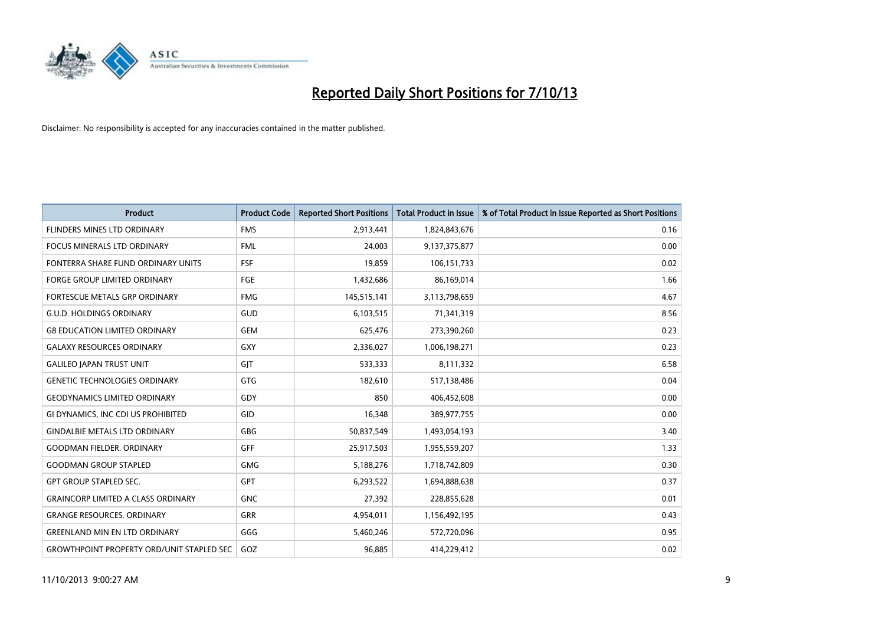# Reported Daily Short Positions for 7/10/13

Disclaimer: No responsibility is accepted for any inaccuracies contained in the matter published.

| Product | Product Code | Reported Short Positions | Total Product in Issue | % of Total Product in Issue Reported as Short Positions |
|---|---|---|---|---|
| FLINDERS MINES LTD ORDINARY | FMS | 2,913,441 | 1,824,843,676 | 0.16 |
| FOCUS MINERALS LTD ORDINARY | FML | 24,003 | 9,137,375,877 | 0.00 |
| FONTERRA SHARE FUND ORDINARY UNITS | FSF | 19,859 | 106,151,733 | 0.02 |
| FORGE GROUP LIMITED ORDINARY | FGE | 1,432,686 | 86,169,014 | 1.66 |
| FORTESCUE METALS GRP ORDINARY | FMG | 145,515,141 | 3,113,798,659 | 4.67 |
| G.U.D. HOLDINGS ORDINARY | GUD | 6,103,515 | 71,341,319 | 8.56 |
| G8 EDUCATION LIMITED ORDINARY | GEM | 625,476 | 273,390,260 | 0.23 |
| GALAXY RESOURCES ORDINARY | GXY | 2,336,027 | 1,006,198,271 | 0.23 |
| GALILEO JAPAN TRUST UNIT | GJT | 533,333 | 8,111,332 | 6.58 |
| GENETIC TECHNOLOGIES ORDINARY | GTG | 182,610 | 517,138,486 | 0.04 |
| GEODYNAMICS LIMITED ORDINARY | GDY | 850 | 406,452,608 | 0.00 |
| GI DYNAMICS, INC CDI US PROHIBITED | GID | 16,348 | 389,977,755 | 0.00 |
| GINDALBIE METALS LTD ORDINARY | GBG | 50,837,549 | 1,493,054,193 | 3.40 |
| GOODMAN FIELDER. ORDINARY | GFF | 25,917,503 | 1,955,559,207 | 1.33 |
| GOODMAN GROUP STAPLED | GMG | 5,188,276 | 1,718,742,809 | 0.30 |
| GPT GROUP STAPLED SEC. | GPT | 6,293,522 | 1,694,888,638 | 0.37 |
| GRAINCORP LIMITED A CLASS ORDINARY | GNC | 27,392 | 228,855,628 | 0.01 |
| GRANGE RESOURCES. ORDINARY | GRR | 4,954,011 | 1,156,492,195 | 0.43 |
| GREENLAND MIN EN LTD ORDINARY | GGG | 5,460,246 | 572,720,096 | 0.95 |
| GROWTHPOINT PROPERTY ORD/UNIT STAPLED SEC | GOZ | 96,885 | 414,229,412 | 0.02 |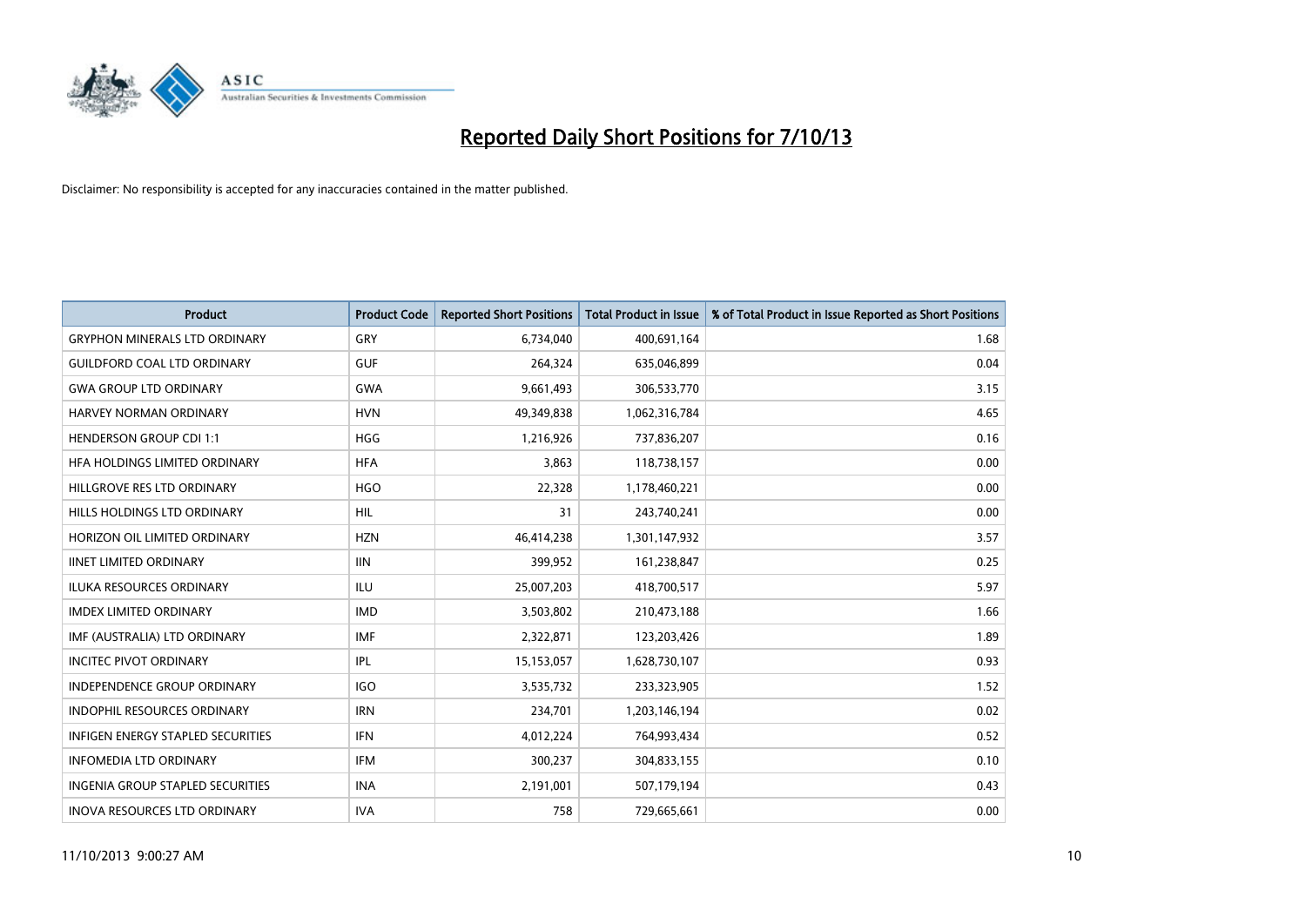# Reported Daily Short Positions for 7/10/13

Disclaimer: No responsibility is accepted for any inaccuracies contained in the matter published.

| Product | Product Code | Reported Short Positions | Total Product in Issue | % of Total Product in Issue Reported as Short Positions |
|---|---|---|---|---|
| GRYPHON MINERALS LTD ORDINARY | GRY | 6,734,040 | 400,691,164 | 1.68 |
| GUILDFORD COAL LTD ORDINARY | GUF | 264,324 | 635,046,899 | 0.04 |
| GWA GROUP LTD ORDINARY | GWA | 9,661,493 | 306,533,770 | 3.15 |
| HARVEY NORMAN ORDINARY | HVN | 49,349,838 | 1,062,316,784 | 4.65 |
| HENDERSON GROUP CDI 1:1 | HGG | 1,216,926 | 737,836,207 | 0.16 |
| HFA HOLDINGS LIMITED ORDINARY | HFA | 3,863 | 118,738,157 | 0.00 |
| HILLGROVE RES LTD ORDINARY | HGO | 22,328 | 1,178,460,221 | 0.00 |
| HILLS HOLDINGS LTD ORDINARY | HIL | 31 | 243,740,241 | 0.00 |
| HORIZON OIL LIMITED ORDINARY | HZN | 46,414,238 | 1,301,147,932 | 3.57 |
| IINET LIMITED ORDINARY | IIN | 399,952 | 161,238,847 | 0.25 |
| ILUKA RESOURCES ORDINARY | ILU | 25,007,203 | 418,700,517 | 5.97 |
| IMDEX LIMITED ORDINARY | IMD | 3,503,802 | 210,473,188 | 1.66 |
| IMF (AUSTRALIA) LTD ORDINARY | IMF | 2,322,871 | 123,203,426 | 1.89 |
| INCITEC PIVOT ORDINARY | IPL | 15,153,057 | 1,628,730,107 | 0.93 |
| INDEPENDENCE GROUP ORDINARY | IGO | 3,535,732 | 233,323,905 | 1.52 |
| INDOPHIL RESOURCES ORDINARY | IRN | 234,701 | 1,203,146,194 | 0.02 |
| INFIGEN ENERGY STAPLED SECURITIES | IFN | 4,012,224 | 764,993,434 | 0.52 |
| INFOMEDIA LTD ORDINARY | IFM | 300,237 | 304,833,155 | 0.10 |
| INGENIA GROUP STAPLED SECURITIES | INA | 2,191,001 | 507,179,194 | 0.43 |
| INOVA RESOURCES LTD ORDINARY | IVA | 758 | 729,665,661 | 0.00 |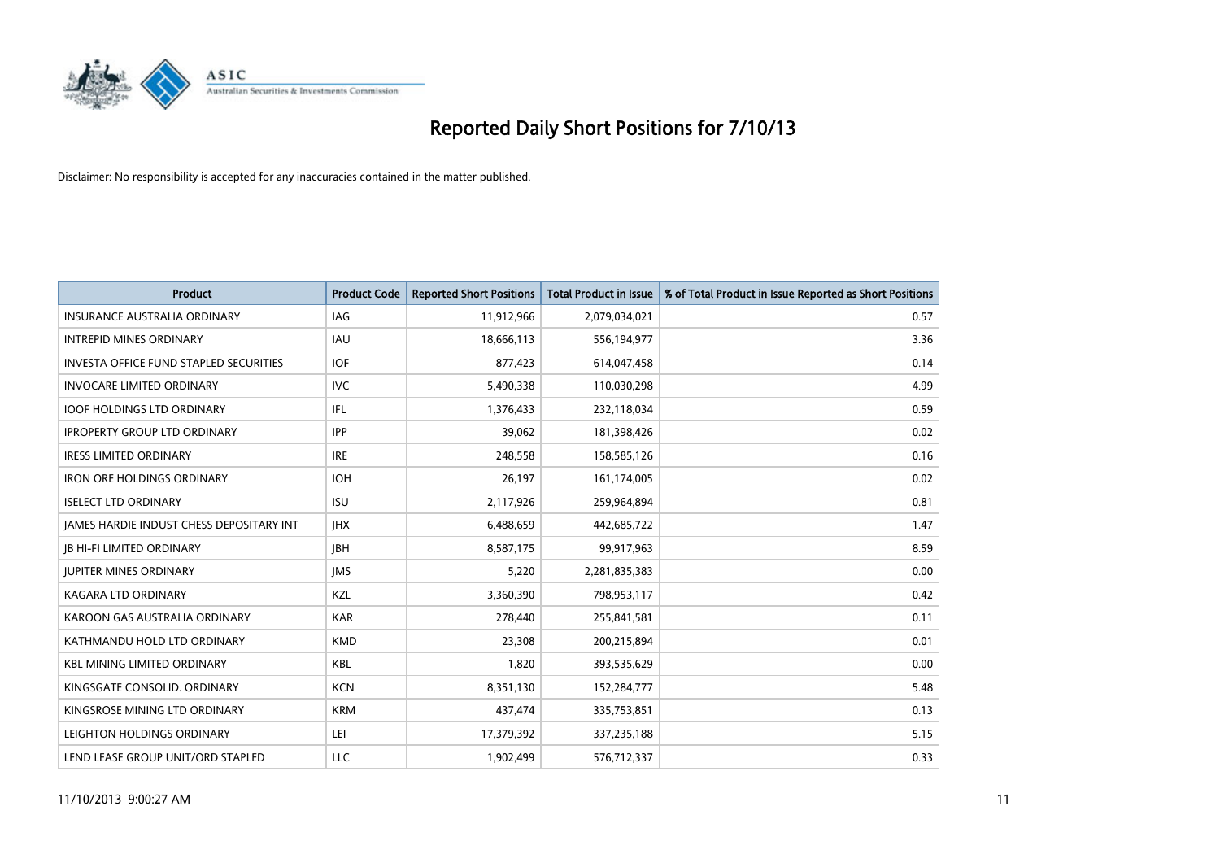# Reported Daily Short Positions for 7/10/13

Disclaimer: No responsibility is accepted for any inaccuracies contained in the matter published.

| Product | Product Code | Reported Short Positions | Total Product in Issue | % of Total Product in Issue Reported as Short Positions |
|---|---|---|---|---|
| INSURANCE AUSTRALIA ORDINARY | IAG | 11,912,966 | 2,079,034,021 | 0.57 |
| INTREPID MINES ORDINARY | IAU | 18,666,113 | 556,194,977 | 3.36 |
| INVESTA OFFICE FUND STAPLED SECURITIES | IOF | 877,423 | 614,047,458 | 0.14 |
| INVOCARE LIMITED ORDINARY | IVC | 5,490,338 | 110,030,298 | 4.99 |
| IOOF HOLDINGS LTD ORDINARY | IFL | 1,376,433 | 232,118,034 | 0.59 |
| IPROPERTY GROUP LTD ORDINARY | IPP | 39,062 | 181,398,426 | 0.02 |
| IRESS LIMITED ORDINARY | IRE | 248,558 | 158,585,126 | 0.16 |
| IRON ORE HOLDINGS ORDINARY | IOH | 26,197 | 161,174,005 | 0.02 |
| ISELECT LTD ORDINARY | ISU | 2,117,926 | 259,964,894 | 0.81 |
| JAMES HARDIE INDUST CHESS DEPOSITARY INT | JHX | 6,488,659 | 442,685,722 | 1.47 |
| JB HI-FI LIMITED ORDINARY | JBH | 8,587,175 | 99,917,963 | 8.59 |
| JUPITER MINES ORDINARY | JMS | 5,220 | 2,281,835,383 | 0.00 |
| KAGARA LTD ORDINARY | KZL | 3,360,390 | 798,953,117 | 0.42 |
| KAROON GAS AUSTRALIA ORDINARY | KAR | 278,440 | 255,841,581 | 0.11 |
| KATHMANDU HOLD LTD ORDINARY | KMD | 23,308 | 200,215,894 | 0.01 |
| KBL MINING LIMITED ORDINARY | KBL | 1,820 | 393,535,629 | 0.00 |
| KINGSGATE CONSOLID. ORDINARY | KCN | 8,351,130 | 152,284,777 | 5.48 |
| KINGSROSE MINING LTD ORDINARY | KRM | 437,474 | 335,753,851 | 0.13 |
| LEIGHTON HOLDINGS ORDINARY | LEI | 17,379,392 | 337,235,188 | 5.15 |
| LEND LEASE GROUP UNIT/ORD STAPLED | LLC | 1,902,499 | 576,712,337 | 0.33 |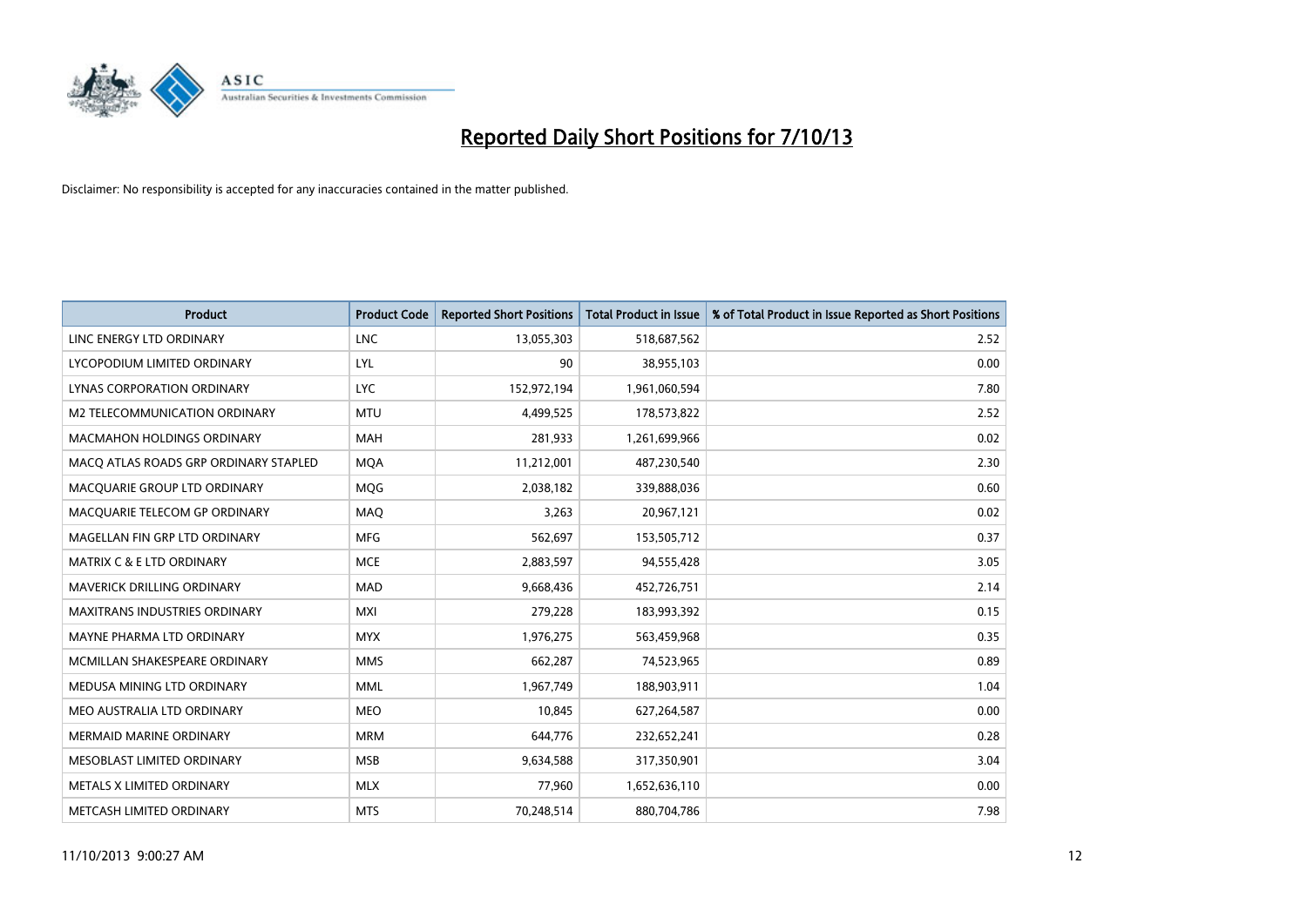# Reported Daily Short Positions for 7/10/13

Disclaimer: No responsibility is accepted for any inaccuracies contained in the matter published.

| Product | Product Code | Reported Short Positions | Total Product in Issue | % of Total Product in Issue Reported as Short Positions |
|---|---|---|---|---|
| LINC ENERGY LTD ORDINARY | LNC | 13,055,303 | 518,687,562 | 2.52 |
| LYCOPODIUM LIMITED ORDINARY | LYL | 90 | 38,955,103 | 0.00 |
| LYNAS CORPORATION ORDINARY | LYC | 152,972,194 | 1,961,060,594 | 7.80 |
| M2 TELECOMMUNICATION ORDINARY | MTU | 4,499,525 | 178,573,822 | 2.52 |
| MACMAHON HOLDINGS ORDINARY | MAH | 281,933 | 1,261,699,966 | 0.02 |
| MACQ ATLAS ROADS GRP ORDINARY STAPLED | MQA | 11,212,001 | 487,230,540 | 2.30 |
| MACQUARIE GROUP LTD ORDINARY | MQG | 2,038,182 | 339,888,036 | 0.60 |
| MACQUARIE TELECOM GP ORDINARY | MAQ | 3,263 | 20,967,121 | 0.02 |
| MAGELLAN FIN GRP LTD ORDINARY | MFG | 562,697 | 153,505,712 | 0.37 |
| MATRIX C & E LTD ORDINARY | MCE | 2,883,597 | 94,555,428 | 3.05 |
| MAVERICK DRILLING ORDINARY | MAD | 9,668,436 | 452,726,751 | 2.14 |
| MAXITRANS INDUSTRIES ORDINARY | MXI | 279,228 | 183,993,392 | 0.15 |
| MAYNE PHARMA LTD ORDINARY | MYX | 1,976,275 | 563,459,968 | 0.35 |
| MCMILLAN SHAKESPEARE ORDINARY | MMS | 662,287 | 74,523,965 | 0.89 |
| MEDUSA MINING LTD ORDINARY | MML | 1,967,749 | 188,903,911 | 1.04 |
| MEO AUSTRALIA LTD ORDINARY | MEO | 10,845 | 627,264,587 | 0.00 |
| MERMAID MARINE ORDINARY | MRM | 644,776 | 232,652,241 | 0.28 |
| MESOBLAST LIMITED ORDINARY | MSB | 9,634,588 | 317,350,901 | 3.04 |
| METALS X LIMITED ORDINARY | MLX | 77,960 | 1,652,636,110 | 0.00 |
| METCASH LIMITED ORDINARY | MTS | 70,248,514 | 880,704,786 | 7.98 |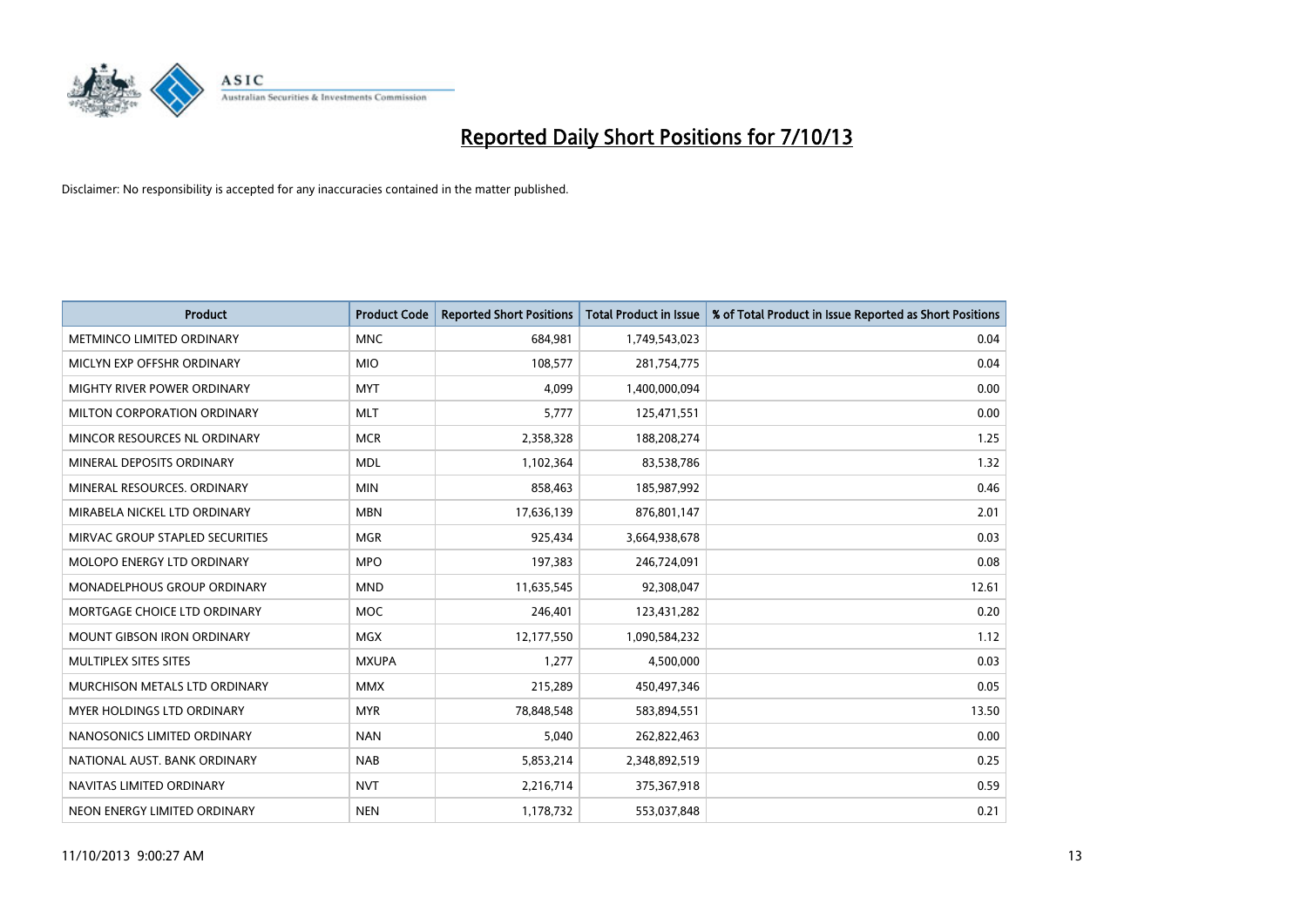# Reported Daily Short Positions for 7/10/13

Disclaimer: No responsibility is accepted for any inaccuracies contained in the matter published.

| Product | Product Code | Reported Short Positions | Total Product in Issue | % of Total Product in Issue Reported as Short Positions |
|---|---|---|---|---|
| METMINCO LIMITED ORDINARY | MNC | 684,981 | 1,749,543,023 | 0.04 |
| MICLYN EXP OFFSHR ORDINARY | MIO | 108,577 | 281,754,775 | 0.04 |
| MIGHTY RIVER POWER ORDINARY | MYT | 4,099 | 1,400,000,094 | 0.00 |
| MILTON CORPORATION ORDINARY | MLT | 5,777 | 125,471,551 | 0.00 |
| MINCOR RESOURCES NL ORDINARY | MCR | 2,358,328 | 188,208,274 | 1.25 |
| MINERAL DEPOSITS ORDINARY | MDL | 1,102,364 | 83,538,786 | 1.32 |
| MINERAL RESOURCES. ORDINARY | MIN | 858,463 | 185,987,992 | 0.46 |
| MIRABELA NICKEL LTD ORDINARY | MBN | 17,636,139 | 876,801,147 | 2.01 |
| MIRVAC GROUP STAPLED SECURITIES | MGR | 925,434 | 3,664,938,678 | 0.03 |
| MOLOPO ENERGY LTD ORDINARY | MPO | 197,383 | 246,724,091 | 0.08 |
| MONADELPHOUS GROUP ORDINARY | MND | 11,635,545 | 92,308,047 | 12.61 |
| MORTGAGE CHOICE LTD ORDINARY | MOC | 246,401 | 123,431,282 | 0.20 |
| MOUNT GIBSON IRON ORDINARY | MGX | 12,177,550 | 1,090,584,232 | 1.12 |
| MULTIPLEX SITES SITES | MXUPA | 1,277 | 4,500,000 | 0.03 |
| MURCHISON METALS LTD ORDINARY | MMX | 215,289 | 450,497,346 | 0.05 |
| MYER HOLDINGS LTD ORDINARY | MYR | 78,848,548 | 583,894,551 | 13.50 |
| NANOSONICS LIMITED ORDINARY | NAN | 5,040 | 262,822,463 | 0.00 |
| NATIONAL AUST. BANK ORDINARY | NAB | 5,853,214 | 2,348,892,519 | 0.25 |
| NAVITAS LIMITED ORDINARY | NVT | 2,216,714 | 375,367,918 | 0.59 |
| NEON ENERGY LIMITED ORDINARY | NEN | 1,178,732 | 553,037,848 | 0.21 |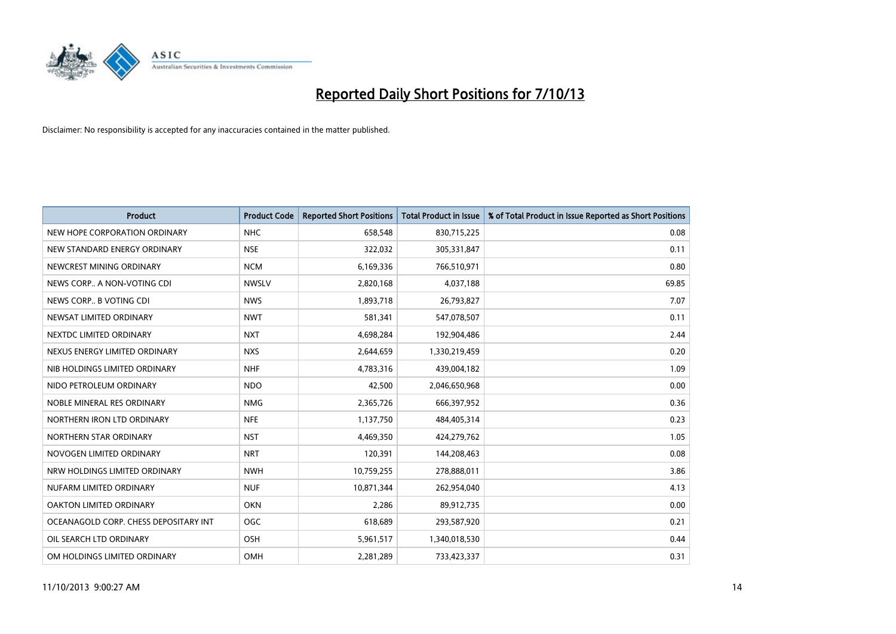# Reported Daily Short Positions for 7/10/13

Disclaimer: No responsibility is accepted for any inaccuracies contained in the matter published.

| Product | Product Code | Reported Short Positions | Total Product in Issue | % of Total Product in Issue Reported as Short Positions |
|---|---|---|---|---|
| NEW HOPE CORPORATION ORDINARY | NHC | 658,548 | 830,715,225 | 0.08 |
| NEW STANDARD ENERGY ORDINARY | NSE | 322,032 | 305,331,847 | 0.11 |
| NEWCREST MINING ORDINARY | NCM | 6,169,336 | 766,510,971 | 0.80 |
| NEWS CORP.. A NON-VOTING CDI | NWSLV | 2,820,168 | 4,037,188 | 69.85 |
| NEWS CORP.. B VOTING CDI | NWS | 1,893,718 | 26,793,827 | 7.07 |
| NEWSAT LIMITED ORDINARY | NWT | 581,341 | 547,078,507 | 0.11 |
| NEXTDC LIMITED ORDINARY | NXT | 4,698,284 | 192,904,486 | 2.44 |
| NEXUS ENERGY LIMITED ORDINARY | NXS | 2,644,659 | 1,330,219,459 | 0.20 |
| NIB HOLDINGS LIMITED ORDINARY | NHF | 4,783,316 | 439,004,182 | 1.09 |
| NIDO PETROLEUM ORDINARY | NDO | 42,500 | 2,046,650,968 | 0.00 |
| NOBLE MINERAL RES ORDINARY | NMG | 2,365,726 | 666,397,952 | 0.36 |
| NORTHERN IRON LTD ORDINARY | NFE | 1,137,750 | 484,405,314 | 0.23 |
| NORTHERN STAR ORDINARY | NST | 4,469,350 | 424,279,762 | 1.05 |
| NOVOGEN LIMITED ORDINARY | NRT | 120,391 | 144,208,463 | 0.08 |
| NRW HOLDINGS LIMITED ORDINARY | NWH | 10,759,255 | 278,888,011 | 3.86 |
| NUFARM LIMITED ORDINARY | NUF | 10,871,344 | 262,954,040 | 4.13 |
| OAKTON LIMITED ORDINARY | OKN | 2,286 | 89,912,735 | 0.00 |
| OCEANAGOLD CORP. CHESS DEPOSITARY INT | OGC | 618,689 | 293,587,920 | 0.21 |
| OIL SEARCH LTD ORDINARY | OSH | 5,961,517 | 1,340,018,530 | 0.44 |
| OM HOLDINGS LIMITED ORDINARY | OMH | 2,281,289 | 733,423,337 | 0.31 |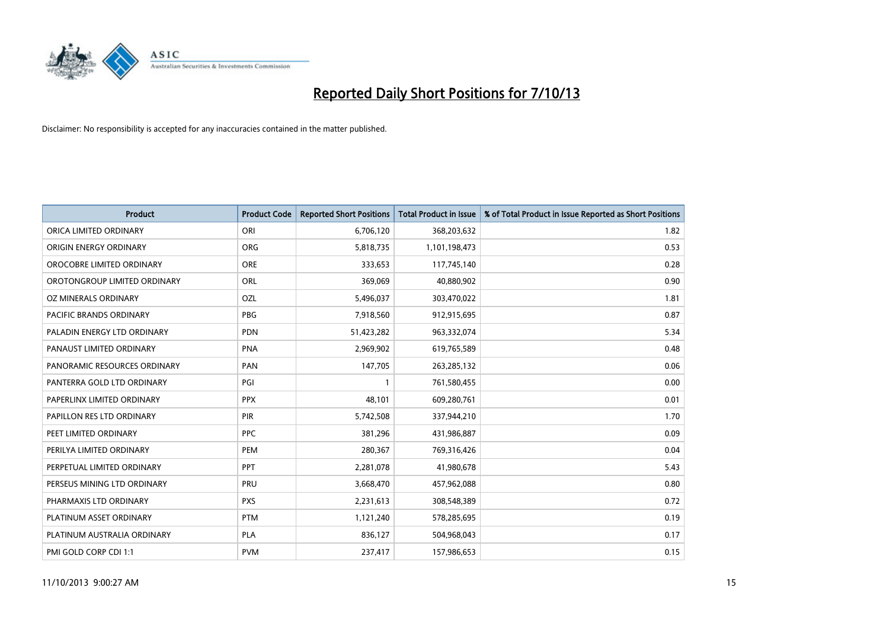# Reported Daily Short Positions for 7/10/13

Disclaimer: No responsibility is accepted for any inaccuracies contained in the matter published.

| Product | Product Code | Reported Short Positions | Total Product in Issue | % of Total Product in Issue Reported as Short Positions |
|---|---|---|---|---|
| ORICA LIMITED ORDINARY | ORI | 6,706,120 | 368,203,632 | 1.82 |
| ORIGIN ENERGY ORDINARY | ORG | 5,818,735 | 1,101,198,473 | 0.53 |
| OROCOBRE LIMITED ORDINARY | ORE | 333,653 | 117,745,140 | 0.28 |
| OROTONGROUP LIMITED ORDINARY | ORL | 369,069 | 40,880,902 | 0.90 |
| OZ MINERALS ORDINARY | OZL | 5,496,037 | 303,470,022 | 1.81 |
| PACIFIC BRANDS ORDINARY | PBG | 7,918,560 | 912,915,695 | 0.87 |
| PALADIN ENERGY LTD ORDINARY | PDN | 51,423,282 | 963,332,074 | 5.34 |
| PANAUST LIMITED ORDINARY | PNA | 2,969,902 | 619,765,589 | 0.48 |
| PANORAMIC RESOURCES ORDINARY | PAN | 147,705 | 263,285,132 | 0.06 |
| PANTERRA GOLD LTD ORDINARY | PGI | 1 | 761,580,455 | 0.00 |
| PAPERLINX LIMITED ORDINARY | PPX | 48,101 | 609,280,761 | 0.01 |
| PAPILLON RES LTD ORDINARY | PIR | 5,742,508 | 337,944,210 | 1.70 |
| PEET LIMITED ORDINARY | PPC | 381,296 | 431,986,887 | 0.09 |
| PERILYA LIMITED ORDINARY | PEM | 280,367 | 769,316,426 | 0.04 |
| PERPETUAL LIMITED ORDINARY | PPT | 2,281,078 | 41,980,678 | 5.43 |
| PERSEUS MINING LTD ORDINARY | PRU | 3,668,470 | 457,962,088 | 0.80 |
| PHARMAXIS LTD ORDINARY | PXS | 2,231,613 | 308,548,389 | 0.72 |
| PLATINUM ASSET ORDINARY | PTM | 1,121,240 | 578,285,695 | 0.19 |
| PLATINUM AUSTRALIA ORDINARY | PLA | 836,127 | 504,968,043 | 0.17 |
| PMI GOLD CORP CDI 1:1 | PVM | 237,417 | 157,986,653 | 0.15 |

11/10/2013 9:00:27 AM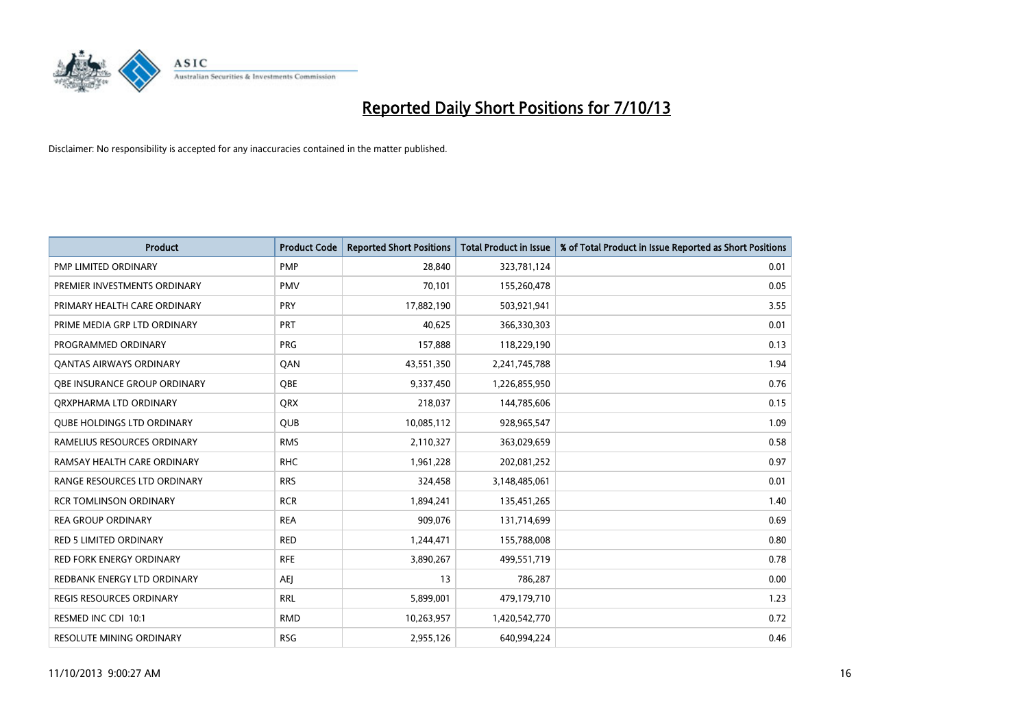# Reported Daily Short Positions for 7/10/13

Disclaimer: No responsibility is accepted for any inaccuracies contained in the matter published.

| Product | Product Code | Reported Short Positions | Total Product in Issue | % of Total Product in Issue Reported as Short Positions |
|---|---|---|---|---|
| PMP LIMITED ORDINARY | PMP | 28,840 | 323,781,124 | 0.01 |
| PREMIER INVESTMENTS ORDINARY | PMV | 70,101 | 155,260,478 | 0.05 |
| PRIMARY HEALTH CARE ORDINARY | PRY | 17,882,190 | 503,921,941 | 3.55 |
| PRIME MEDIA GRP LTD ORDINARY | PRT | 40,625 | 366,330,303 | 0.01 |
| PROGRAMMED ORDINARY | PRG | 157,888 | 118,229,190 | 0.13 |
| QANTAS AIRWAYS ORDINARY | QAN | 43,551,350 | 2,241,745,788 | 1.94 |
| QBE INSURANCE GROUP ORDINARY | QBE | 9,337,450 | 1,226,855,950 | 0.76 |
| QRXPHARMA LTD ORDINARY | QRX | 218,037 | 144,785,606 | 0.15 |
| QUBE HOLDINGS LTD ORDINARY | QUB | 10,085,112 | 928,965,547 | 1.09 |
| RAMELIUS RESOURCES ORDINARY | RMS | 2,110,327 | 363,029,659 | 0.58 |
| RAMSAY HEALTH CARE ORDINARY | RHC | 1,961,228 | 202,081,252 | 0.97 |
| RANGE RESOURCES LTD ORDINARY | RRS | 324,458 | 3,148,485,061 | 0.01 |
| RCR TOMLINSON ORDINARY | RCR | 1,894,241 | 135,451,265 | 1.40 |
| REA GROUP ORDINARY | REA | 909,076 | 131,714,699 | 0.69 |
| RED 5 LIMITED ORDINARY | RED | 1,244,471 | 155,788,008 | 0.80 |
| RED FORK ENERGY ORDINARY | RFE | 3,890,267 | 499,551,719 | 0.78 |
| REDBANK ENERGY LTD ORDINARY | AEJ | 13 | 786,287 | 0.00 |
| REGIS RESOURCES ORDINARY | RRL | 5,899,001 | 479,179,710 | 1.23 |
| RESMED INC CDI 10:1 | RMD | 10,263,957 | 1,420,542,770 | 0.72 |
| RESOLUTE MINING ORDINARY | RSG | 2,955,126 | 640,994,224 | 0.46 |

11/10/2013 9:00:27 AM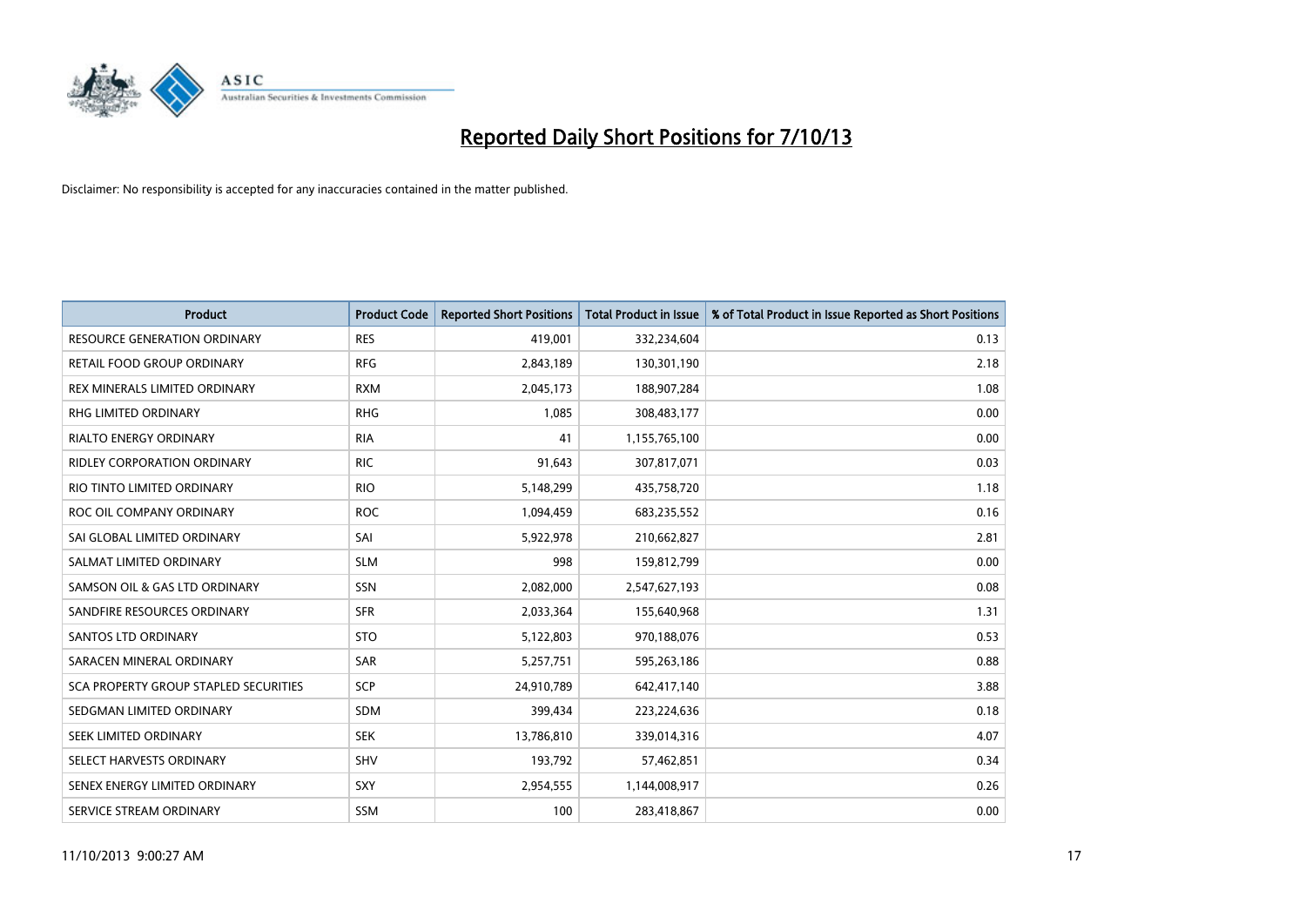# Reported Daily Short Positions for 7/10/13

Disclaimer: No responsibility is accepted for any inaccuracies contained in the matter published.

| Product | Product Code | Reported Short Positions | Total Product in Issue | % of Total Product in Issue Reported as Short Positions |
|---|---|---|---|---|
| RESOURCE GENERATION ORDINARY | RES | 419,001 | 332,234,604 | 0.13 |
| RETAIL FOOD GROUP ORDINARY | RFG | 2,843,189 | 130,301,190 | 2.18 |
| REX MINERALS LIMITED ORDINARY | RXM | 2,045,173 | 188,907,284 | 1.08 |
| RHG LIMITED ORDINARY | RHG | 1,085 | 308,483,177 | 0.00 |
| RIALTO ENERGY ORDINARY | RIA | 41 | 1,155,765,100 | 0.00 |
| RIDLEY CORPORATION ORDINARY | RIC | 91,643 | 307,817,071 | 0.03 |
| RIO TINTO LIMITED ORDINARY | RIO | 5,148,299 | 435,758,720 | 1.18 |
| ROC OIL COMPANY ORDINARY | ROC | 1,094,459 | 683,235,552 | 0.16 |
| SAI GLOBAL LIMITED ORDINARY | SAI | 5,922,978 | 210,662,827 | 2.81 |
| SALMAT LIMITED ORDINARY | SLM | 998 | 159,812,799 | 0.00 |
| SAMSON OIL & GAS LTD ORDINARY | SSN | 2,082,000 | 2,547,627,193 | 0.08 |
| SANDFIRE RESOURCES ORDINARY | SFR | 2,033,364 | 155,640,968 | 1.31 |
| SANTOS LTD ORDINARY | STO | 5,122,803 | 970,188,076 | 0.53 |
| SARACEN MINERAL ORDINARY | SAR | 5,257,751 | 595,263,186 | 0.88 |
| SCA PROPERTY GROUP STAPLED SECURITIES | SCP | 24,910,789 | 642,417,140 | 3.88 |
| SEDGMAN LIMITED ORDINARY | SDM | 399,434 | 223,224,636 | 0.18 |
| SEEK LIMITED ORDINARY | SEK | 13,786,810 | 339,014,316 | 4.07 |
| SELECT HARVESTS ORDINARY | SHV | 193,792 | 57,462,851 | 0.34 |
| SENEX ENERGY LIMITED ORDINARY | SXY | 2,954,555 | 1,144,008,917 | 0.26 |
| SERVICE STREAM ORDINARY | SSM | 100 | 283,418,867 | 0.00 |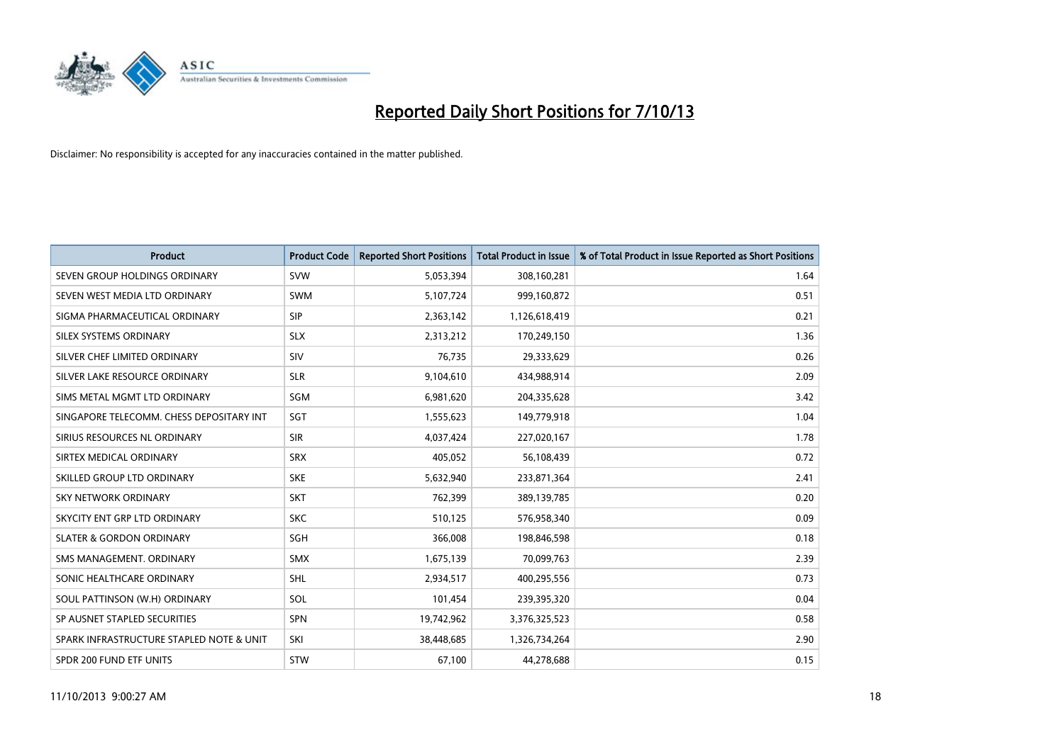# Reported Daily Short Positions for 7/10/13

Disclaimer: No responsibility is accepted for any inaccuracies contained in the matter published.

| Product | Product Code | Reported Short Positions | Total Product in Issue | % of Total Product in Issue Reported as Short Positions |
|---|---|---|---|---|
| SEVEN GROUP HOLDINGS ORDINARY | SVW | 5,053,394 | 308,160,281 | 1.64 |
| SEVEN WEST MEDIA LTD ORDINARY | SWM | 5,107,724 | 999,160,872 | 0.51 |
| SIGMA PHARMACEUTICAL ORDINARY | SIP | 2,363,142 | 1,126,618,419 | 0.21 |
| SILEX SYSTEMS ORDINARY | SLX | 2,313,212 | 170,249,150 | 1.36 |
| SILVER CHEF LIMITED ORDINARY | SIV | 76,735 | 29,333,629 | 0.26 |
| SILVER LAKE RESOURCE ORDINARY | SLR | 9,104,610 | 434,988,914 | 2.09 |
| SIMS METAL MGMT LTD ORDINARY | SGM | 6,981,620 | 204,335,628 | 3.42 |
| SINGAPORE TELECOMM. CHESS DEPOSITARY INT | SGT | 1,555,623 | 149,779,918 | 1.04 |
| SIRIUS RESOURCES NL ORDINARY | SIR | 4,037,424 | 227,020,167 | 1.78 |
| SIRTEX MEDICAL ORDINARY | SRX | 405,052 | 56,108,439 | 0.72 |
| SKILLED GROUP LTD ORDINARY | SKE | 5,632,940 | 233,871,364 | 2.41 |
| SKY NETWORK ORDINARY | SKT | 762,399 | 389,139,785 | 0.20 |
| SKYCITY ENT GRP LTD ORDINARY | SKC | 510,125 | 576,958,340 | 0.09 |
| SLATER & GORDON ORDINARY | SGH | 366,008 | 198,846,598 | 0.18 |
| SMS MANAGEMENT. ORDINARY | SMX | 1,675,139 | 70,099,763 | 2.39 |
| SONIC HEALTHCARE ORDINARY | SHL | 2,934,517 | 400,295,556 | 0.73 |
| SOUL PATTINSON (W.H) ORDINARY | SOL | 101,454 | 239,395,320 | 0.04 |
| SP AUSNET STAPLED SECURITIES | SPN | 19,742,962 | 3,376,325,523 | 0.58 |
| SPARK INFRASTRUCTURE STAPLED NOTE & UNIT | SKI | 38,448,685 | 1,326,734,264 | 2.90 |
| SPDR 200 FUND ETF UNITS | STW | 67,100 | 44,278,688 | 0.15 |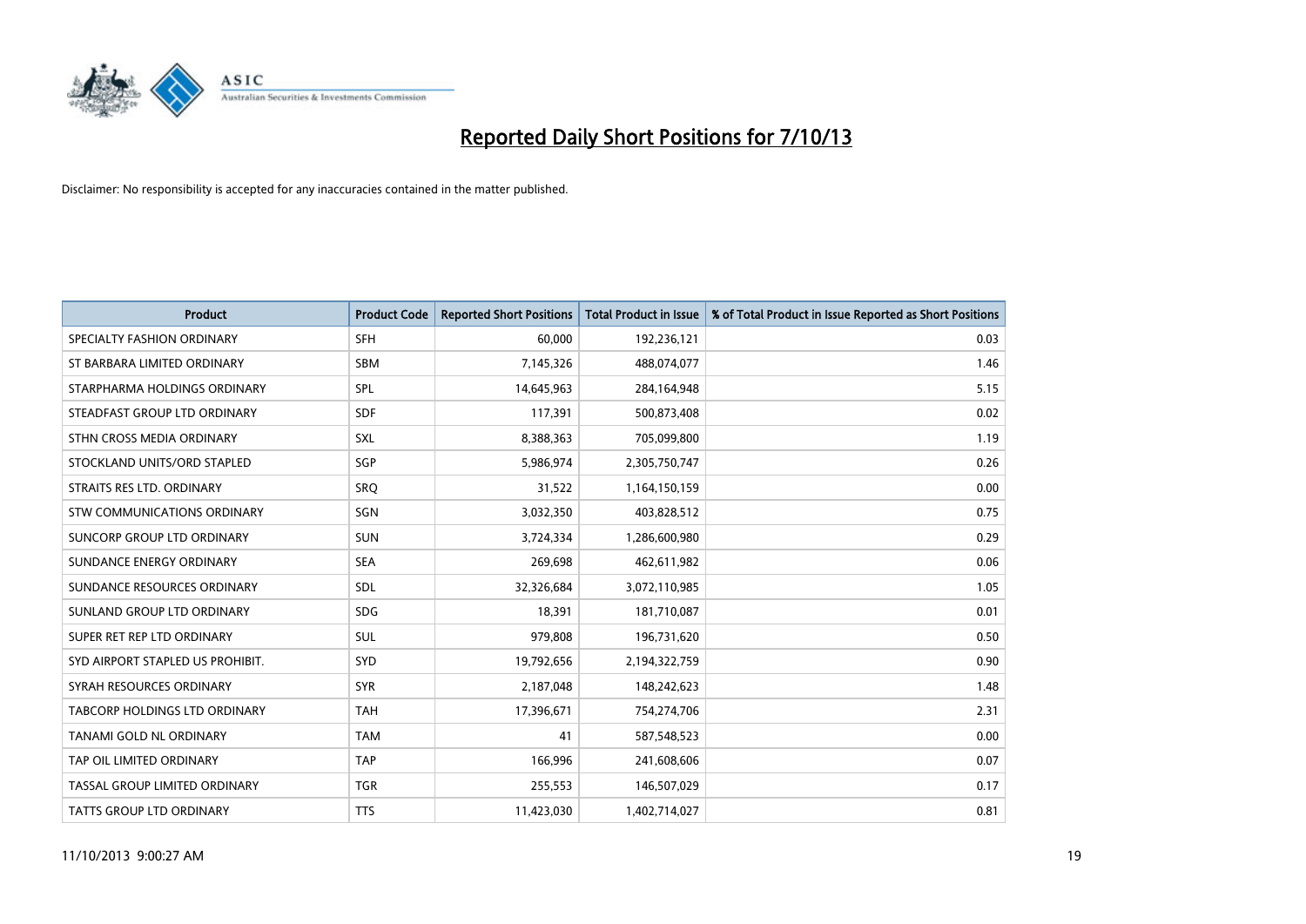# Reported Daily Short Positions for 7/10/13

Disclaimer: No responsibility is accepted for any inaccuracies contained in the matter published.

| Product | Product Code | Reported Short Positions | Total Product in Issue | % of Total Product in Issue Reported as Short Positions |
|---|---|---|---|---|
| SPECIALTY FASHION ORDINARY | SFH | 60,000 | 192,236,121 | 0.03 |
| ST BARBARA LIMITED ORDINARY | SBM | 7,145,326 | 488,074,077 | 1.46 |
| STARPHARMA HOLDINGS ORDINARY | SPL | 14,645,963 | 284,164,948 | 5.15 |
| STEADFAST GROUP LTD ORDINARY | SDF | 117,391 | 500,873,408 | 0.02 |
| STHN CROSS MEDIA ORDINARY | SXL | 8,388,363 | 705,099,800 | 1.19 |
| STOCKLAND UNITS/ORD STAPLED | SGP | 5,986,974 | 2,305,750,747 | 0.26 |
| STRAITS RES LTD. ORDINARY | SRQ | 31,522 | 1,164,150,159 | 0.00 |
| STW COMMUNICATIONS ORDINARY | SGN | 3,032,350 | 403,828,512 | 0.75 |
| SUNCORP GROUP LTD ORDINARY | SUN | 3,724,334 | 1,286,600,980 | 0.29 |
| SUNDANCE ENERGY ORDINARY | SEA | 269,698 | 462,611,982 | 0.06 |
| SUNDANCE RESOURCES ORDINARY | SDL | 32,326,684 | 3,072,110,985 | 1.05 |
| SUNLAND GROUP LTD ORDINARY | SDG | 18,391 | 181,710,087 | 0.01 |
| SUPER RET REP LTD ORDINARY | SUL | 979,808 | 196,731,620 | 0.50 |
| SYD AIRPORT STAPLED US PROHIBIT. | SYD | 19,792,656 | 2,194,322,759 | 0.90 |
| SYRAH RESOURCES ORDINARY | SYR | 2,187,048 | 148,242,623 | 1.48 |
| TABCORP HOLDINGS LTD ORDINARY | TAH | 17,396,671 | 754,274,706 | 2.31 |
| TANAMI GOLD NL ORDINARY | TAM | 41 | 587,548,523 | 0.00 |
| TAP OIL LIMITED ORDINARY | TAP | 166,996 | 241,608,606 | 0.07 |
| TASSAL GROUP LIMITED ORDINARY | TGR | 255,553 | 146,507,029 | 0.17 |
| TATTS GROUP LTD ORDINARY | TTS | 11,423,030 | 1,402,714,027 | 0.81 |

11/10/2013 9:00:27 AM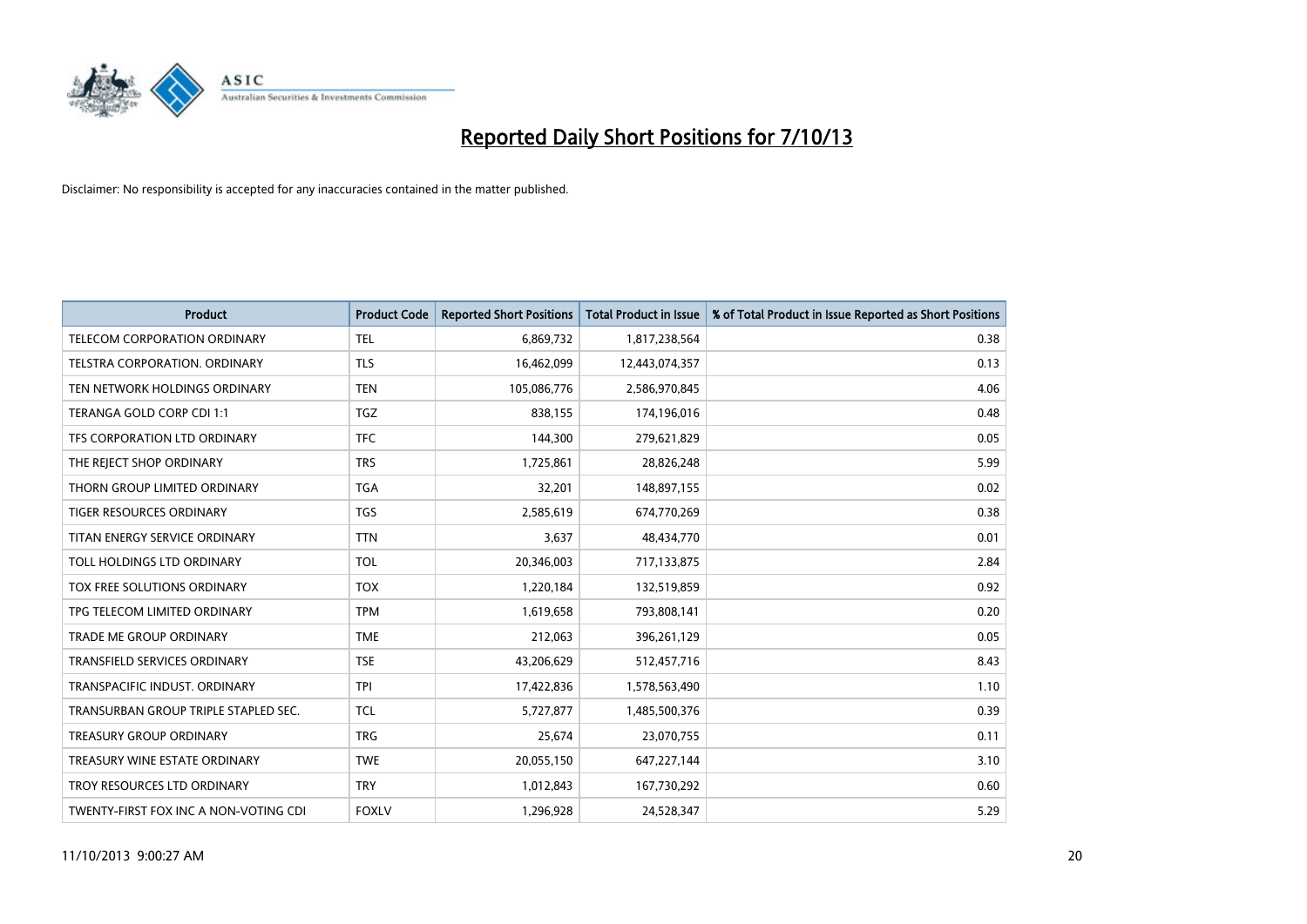# Reported Daily Short Positions for 7/10/13

Disclaimer: No responsibility is accepted for any inaccuracies contained in the matter published.

| Product | Product Code | Reported Short Positions | Total Product in Issue | % of Total Product in Issue Reported as Short Positions |
|---|---|---|---|---|
| TELECOM CORPORATION ORDINARY | TEL | 6,869,732 | 1,817,238,564 | 0.38 |
| TELSTRA CORPORATION. ORDINARY | TLS | 16,462,099 | 12,443,074,357 | 0.13 |
| TEN NETWORK HOLDINGS ORDINARY | TEN | 105,086,776 | 2,586,970,845 | 4.06 |
| TERANGA GOLD CORP CDI 1:1 | TGZ | 838,155 | 174,196,016 | 0.48 |
| TFS CORPORATION LTD ORDINARY | TFC | 144,300 | 279,621,829 | 0.05 |
| THE REJECT SHOP ORDINARY | TRS | 1,725,861 | 28,826,248 | 5.99 |
| THORN GROUP LIMITED ORDINARY | TGA | 32,201 | 148,897,155 | 0.02 |
| TIGER RESOURCES ORDINARY | TGS | 2,585,619 | 674,770,269 | 0.38 |
| TITAN ENERGY SERVICE ORDINARY | TTN | 3,637 | 48,434,770 | 0.01 |
| TOLL HOLDINGS LTD ORDINARY | TOL | 20,346,003 | 717,133,875 | 2.84 |
| TOX FREE SOLUTIONS ORDINARY | TOX | 1,220,184 | 132,519,859 | 0.92 |
| TPG TELECOM LIMITED ORDINARY | TPM | 1,619,658 | 793,808,141 | 0.20 |
| TRADE ME GROUP ORDINARY | TME | 212,063 | 396,261,129 | 0.05 |
| TRANSFIELD SERVICES ORDINARY | TSE | 43,206,629 | 512,457,716 | 8.43 |
| TRANSPACIFIC INDUST. ORDINARY | TPI | 17,422,836 | 1,578,563,490 | 1.10 |
| TRANSURBAN GROUP TRIPLE STAPLED SEC. | TCL | 5,727,877 | 1,485,500,376 | 0.39 |
| TREASURY GROUP ORDINARY | TRG | 25,674 | 23,070,755 | 0.11 |
| TREASURY WINE ESTATE ORDINARY | TWE | 20,055,150 | 647,227,144 | 3.10 |
| TROY RESOURCES LTD ORDINARY | TRY | 1,012,843 | 167,730,292 | 0.60 |
| TWENTY-FIRST FOX INC A NON-VOTING CDI | FOXLV | 1,296,928 | 24,528,347 | 5.29 |

11/10/2013 9:00:27 AM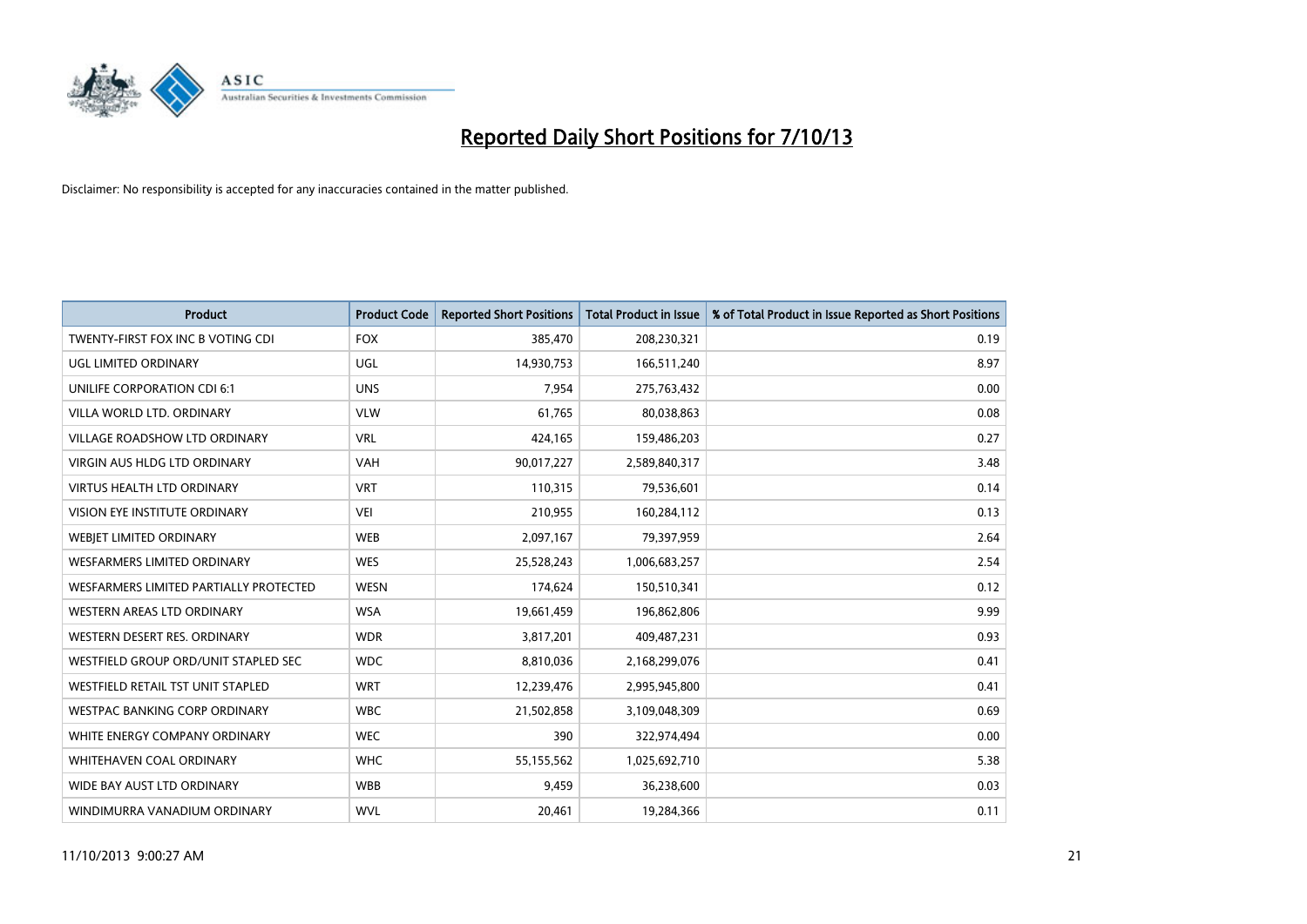# Reported Daily Short Positions for 7/10/13

Disclaimer: No responsibility is accepted for any inaccuracies contained in the matter published.

| Product | Product Code | Reported Short Positions | Total Product in Issue | % of Total Product in Issue Reported as Short Positions |
|---|---|---|---|---|
| TWENTY-FIRST FOX INC B VOTING CDI | FOX | 385,470 | 208,230,321 | 0.19 |
| UGL LIMITED ORDINARY | UGL | 14,930,753 | 166,511,240 | 8.97 |
| UNILIFE CORPORATION CDI 6:1 | UNS | 7,954 | 275,763,432 | 0.00 |
| VILLA WORLD LTD. ORDINARY | VLW | 61,765 | 80,038,863 | 0.08 |
| VILLAGE ROADSHOW LTD ORDINARY | VRL | 424,165 | 159,486,203 | 0.27 |
| VIRGIN AUS HLDG LTD ORDINARY | VAH | 90,017,227 | 2,589,840,317 | 3.48 |
| VIRTUS HEALTH LTD ORDINARY | VRT | 110,315 | 79,536,601 | 0.14 |
| VISION EYE INSTITUTE ORDINARY | VEI | 210,955 | 160,284,112 | 0.13 |
| WEBJET LIMITED ORDINARY | WEB | 2,097,167 | 79,397,959 | 2.64 |
| WESFARMERS LIMITED ORDINARY | WES | 25,528,243 | 1,006,683,257 | 2.54 |
| WESFARMERS LIMITED PARTIALLY PROTECTED | WESN | 174,624 | 150,510,341 | 0.12 |
| WESTERN AREAS LTD ORDINARY | WSA | 19,661,459 | 196,862,806 | 9.99 |
| WESTERN DESERT RES. ORDINARY | WDR | 3,817,201 | 409,487,231 | 0.93 |
| WESTFIELD GROUP ORD/UNIT STAPLED SEC | WDC | 8,810,036 | 2,168,299,076 | 0.41 |
| WESTFIELD RETAIL TST UNIT STAPLED | WRT | 12,239,476 | 2,995,945,800 | 0.41 |
| WESTPAC BANKING CORP ORDINARY | WBC | 21,502,858 | 3,109,048,309 | 0.69 |
| WHITE ENERGY COMPANY ORDINARY | WEC | 390 | 322,974,494 | 0.00 |
| WHITEHAVEN COAL ORDINARY | WHC | 55,155,562 | 1,025,692,710 | 5.38 |
| WIDE BAY AUST LTD ORDINARY | WBB | 9,459 | 36,238,600 | 0.03 |
| WINDIMURRA VANADIUM ORDINARY | WVL | 20,461 | 19,284,366 | 0.11 |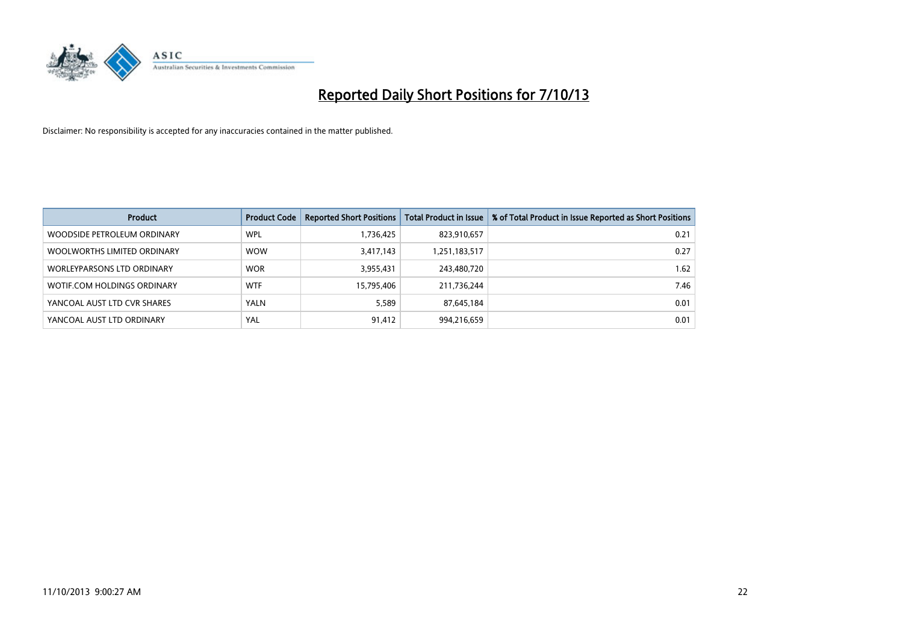# Reported Daily Short Positions for 7/10/13

Disclaimer: No responsibility is accepted for any inaccuracies contained in the matter published.

| Product | Product Code | Reported Short Positions | Total Product in Issue | % of Total Product in Issue Reported as Short Positions |
|---|---|---|---|---|
| WOODSIDE PETROLEUM ORDINARY | WPL | 1,736,425 | 823,910,657 | 0.21 |
| WOOLWORTHS LIMITED ORDINARY | WOW | 3,417,143 | 1,251,183,517 | 0.27 |
| WORLEYPARSONS LTD ORDINARY | WOR | 3,955,431 | 243,480,720 | 1.62 |
| WOTIF.COM HOLDINGS ORDINARY | WTF | 15,795,406 | 211,736,244 | 7.46 |
| YANCOAL AUST LTD CVR SHARES | YALN | 5,589 | 87,645,184 | 0.01 |
| YANCOAL AUST LTD ORDINARY | YAL | 91,412 | 994,216,659 | 0.01 |

11/10/2013 9:00:27 AM